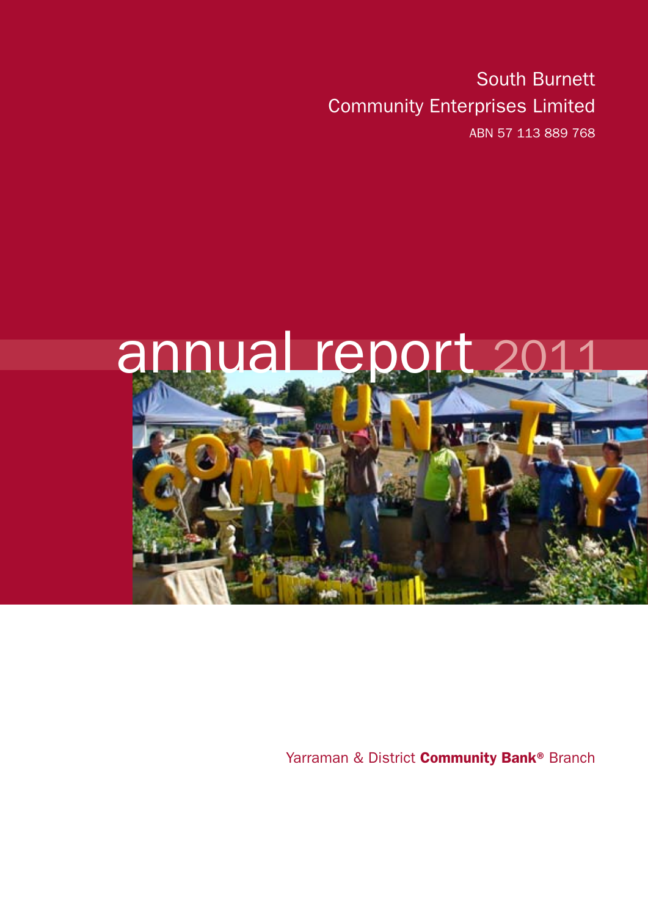South Burnett
Community Enterprises Limited
ABN 57 113 889 768

# annual report 2011

Yarraman & District **Community Bank®** Branch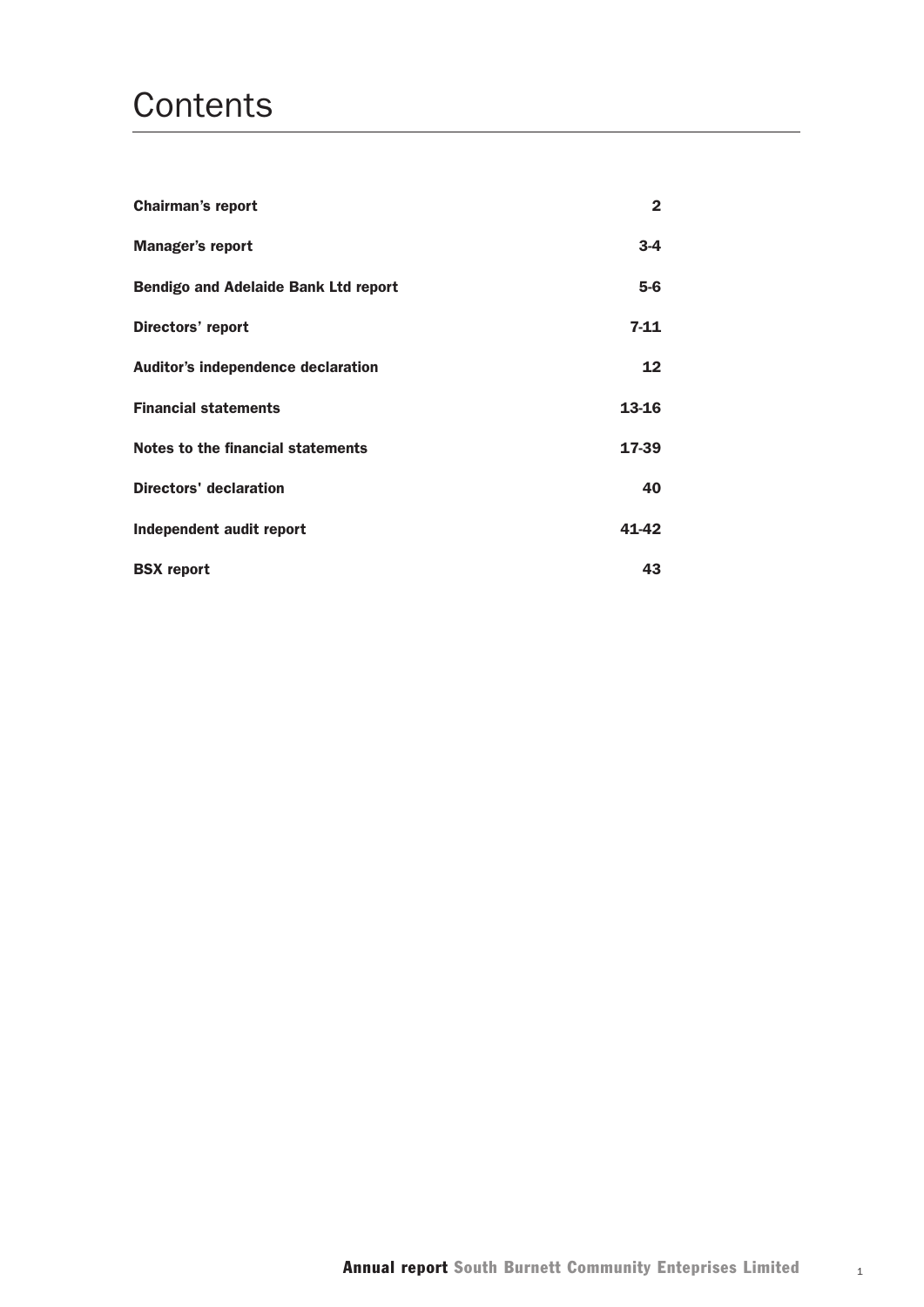# Contents

| | |
|---|---|
| **Chairman's report** | **2** |
| **Manager's report** | **3-4** |
| **Bendigo and Adelaide Bank Ltd report** | **5-6** |
| **Directors' report** | **7-11** |
| **Auditor's independence declaration** | **12** |
| **Financial statements** | **13-16** |
| **Notes to the financial statements** | **17-39** |
| **Directors' declaration** | **40** |
| **Independent audit report** | **41-42** |
| **BSX report** | **43** |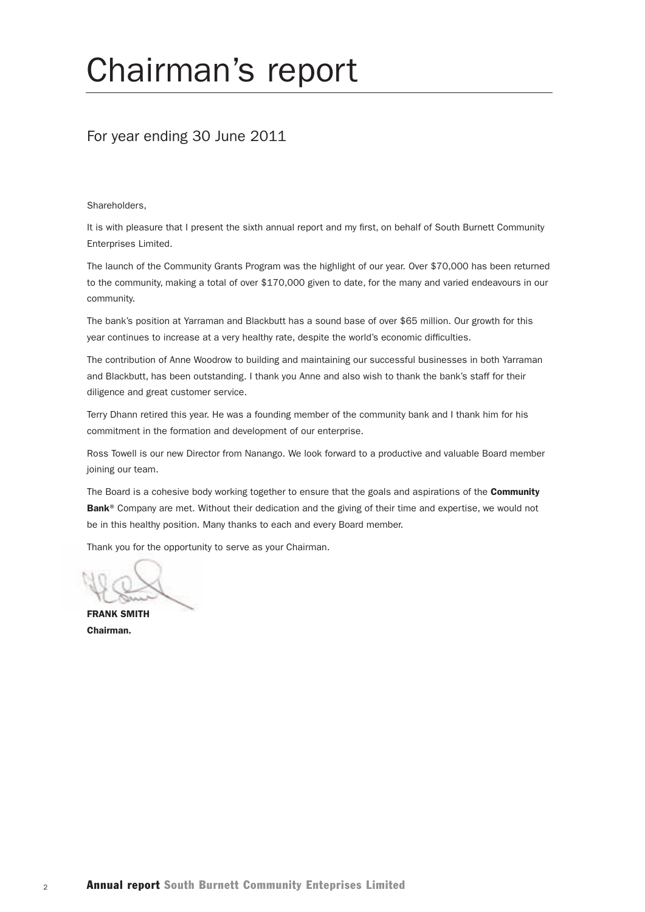# Chairman's report

## For year ending 30 June 2011

Shareholders,

It is with pleasure that I present the sixth annual report and my first, on behalf of South Burnett Community Enterprises Limited.

The launch of the Community Grants Program was the highlight of our year. Over $70,000 has been returned to the community, making a total of over $170,000 given to date, for the many and varied endeavours in our community.

The bank's position at Yarraman and Blackbutt has a sound base of over $65 million. Our growth for this year continues to increase at a very healthy rate, despite the world's economic difficulties.

The contribution of Anne Woodrow to building and maintaining our successful businesses in both Yarraman and Blackbutt, has been outstanding. I thank you Anne and also wish to thank the bank's staff for their diligence and great customer service.

Terry Dhann retired this year. He was a founding member of the community bank and I thank him for his commitment in the formation and development of our enterprise.

Ross Towell is our new Director from Nanango. We look forward to a productive and valuable Board member joining our team.

The Board is a cohesive body working together to ensure that the goals and aspirations of the **Community Bank**® Company are met. Without their dedication and the giving of their time and expertise, we would not be in this healthy position. Many thanks to each and every Board member.

Thank you for the opportunity to serve as your Chairman.

**FRANK SMITH**
**Chairman.**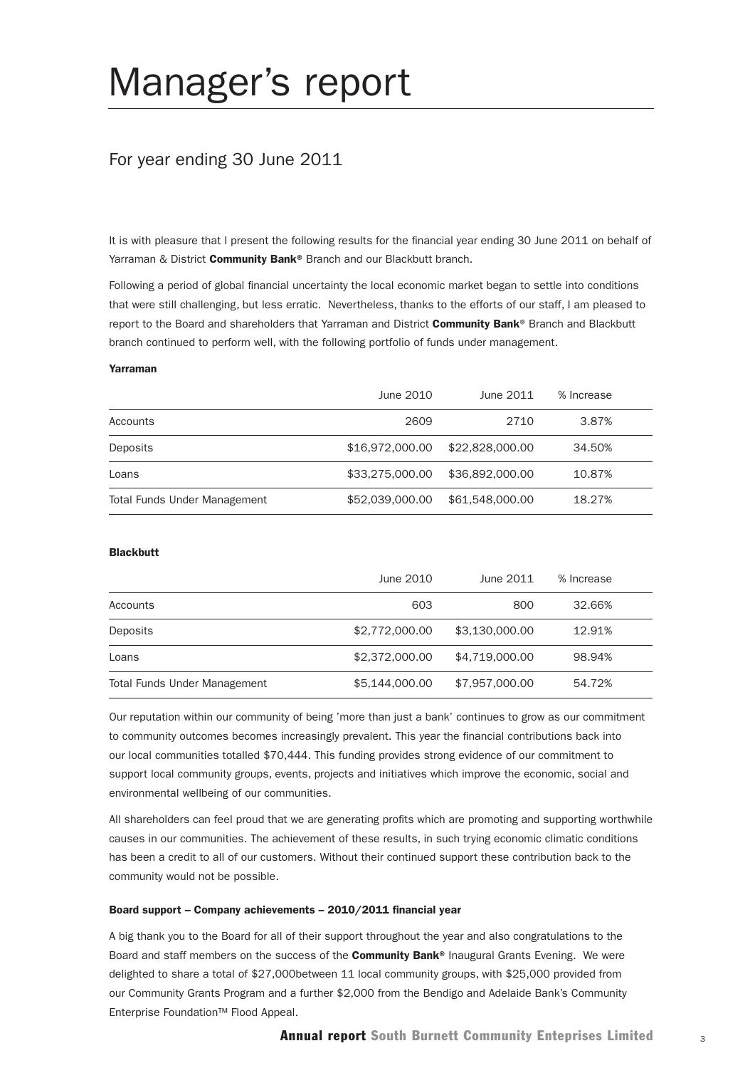# Manager's report

## For year ending 30 June 2011

It is with pleasure that I present the following results for the financial year ending 30 June 2011 on behalf of Yarraman & District **Community Bank®** Branch and our Blackbutt branch.

Following a period of global financial uncertainty the local economic market began to settle into conditions that were still challenging, but less erratic. Nevertheless, thanks to the efforts of our staff, I am pleased to report to the Board and shareholders that Yarraman and District **Community Bank®** Branch and Blackbutt branch continued to perform well, with the following portfolio of funds under management.

**Yarraman**

| | June 2010 | June 2011 | % Increase |
|---|---|---|---|
| Accounts | 2609 | 2710 | 3.87% |
| Deposits | $16,972,000.00 | $22,828,000.00 | 34.50% |
| Loans | $33,275,000.00 | $36,892,000.00 | 10.87% |
| Total Funds Under Management | $52,039,000.00 | $61,548,000.00 | 18.27% |

**Blackbutt**

| | June 2010 | June 2011 | % Increase |
|---|---|---|---|
| Accounts | 603 | 800 | 32.66% |
| Deposits | $2,772,000.00 | $3,130,000.00 | 12.91% |
| Loans | $2,372,000.00 | $4,719,000.00 | 98.94% |
| Total Funds Under Management | $5,144,000.00 | $7,957,000.00 | 54.72% |

Our reputation within our community of being 'more than just a bank' continues to grow as our commitment to community outcomes becomes increasingly prevalent. This year the financial contributions back into our local communities totalled $70,444. This funding provides strong evidence of our commitment to support local community groups, events, projects and initiatives which improve the economic, social and environmental wellbeing of our communities.

All shareholders can feel proud that we are generating profits which are promoting and supporting worthwhile causes in our communities. The achievement of these results, in such trying economic climatic conditions has been a credit to all of our customers. Without their continued support these contribution back to the community would not be possible.

**Board support – Company achievements – 2010/2011 financial year**

A big thank you to the Board for all of their support throughout the year and also congratulations to the Board and staff members on the success of the **Community Bank®** Inaugural Grants Evening. We were delighted to share a total of $27,000between 11 local community groups, with $25,000 provided from our Community Grants Program and a further $2,000 from the Bendigo and Adelaide Bank's Community Enterprise Foundation™ Flood Appeal.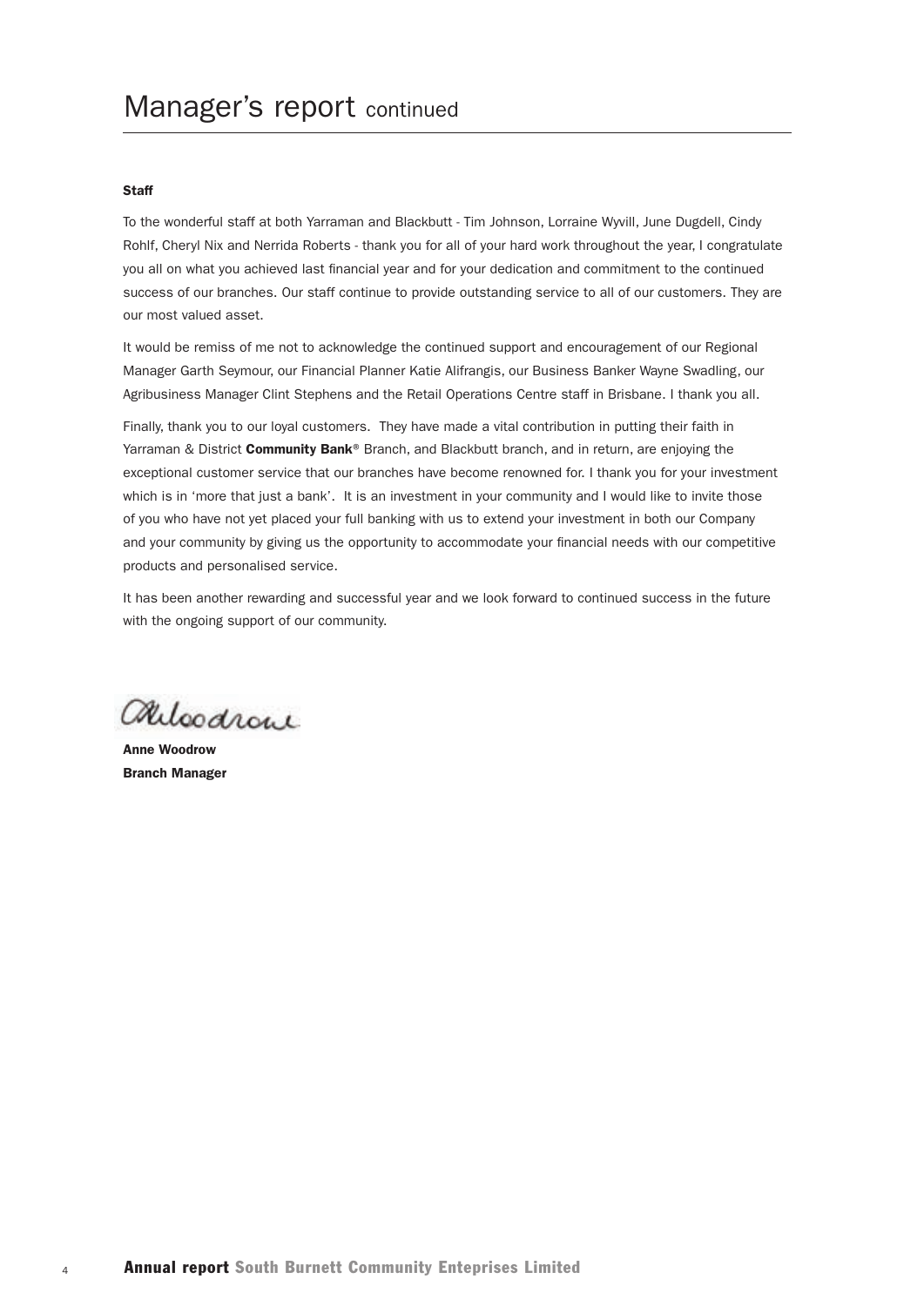# Manager's report continued

**Staff**

To the wonderful staff at both Yarraman and Blackbutt - Tim Johnson, Lorraine Wyvill, June Dugdell, Cindy Rohlf, Cheryl Nix and Nerrida Roberts - thank you for all of your hard work throughout the year, I congratulate you all on what you achieved last financial year and for your dedication and commitment to the continued success of our branches. Our staff continue to provide outstanding service to all of our customers. They are our most valued asset.

It would be remiss of me not to acknowledge the continued support and encouragement of our Regional Manager Garth Seymour, our Financial Planner Katie Alifrangis, our Business Banker Wayne Swadling, our Agribusiness Manager Clint Stephens and the Retail Operations Centre staff in Brisbane. I thank you all.

Finally, thank you to our loyal customers. They have made a vital contribution in putting their faith in Yarraman & District **Community Bank**® Branch, and Blackbutt branch, and in return, are enjoying the exceptional customer service that our branches have become renowned for. I thank you for your investment which is in 'more that just a bank'. It is an investment in your community and I would like to invite those of you who have not yet placed your full banking with us to extend your investment in both our Company and your community by giving us the opportunity to accommodate your financial needs with our competitive products and personalised service.

It has been another rewarding and successful year and we look forward to continued success in the future with the ongoing support of our community.

**Anne Woodrow**
**Branch Manager**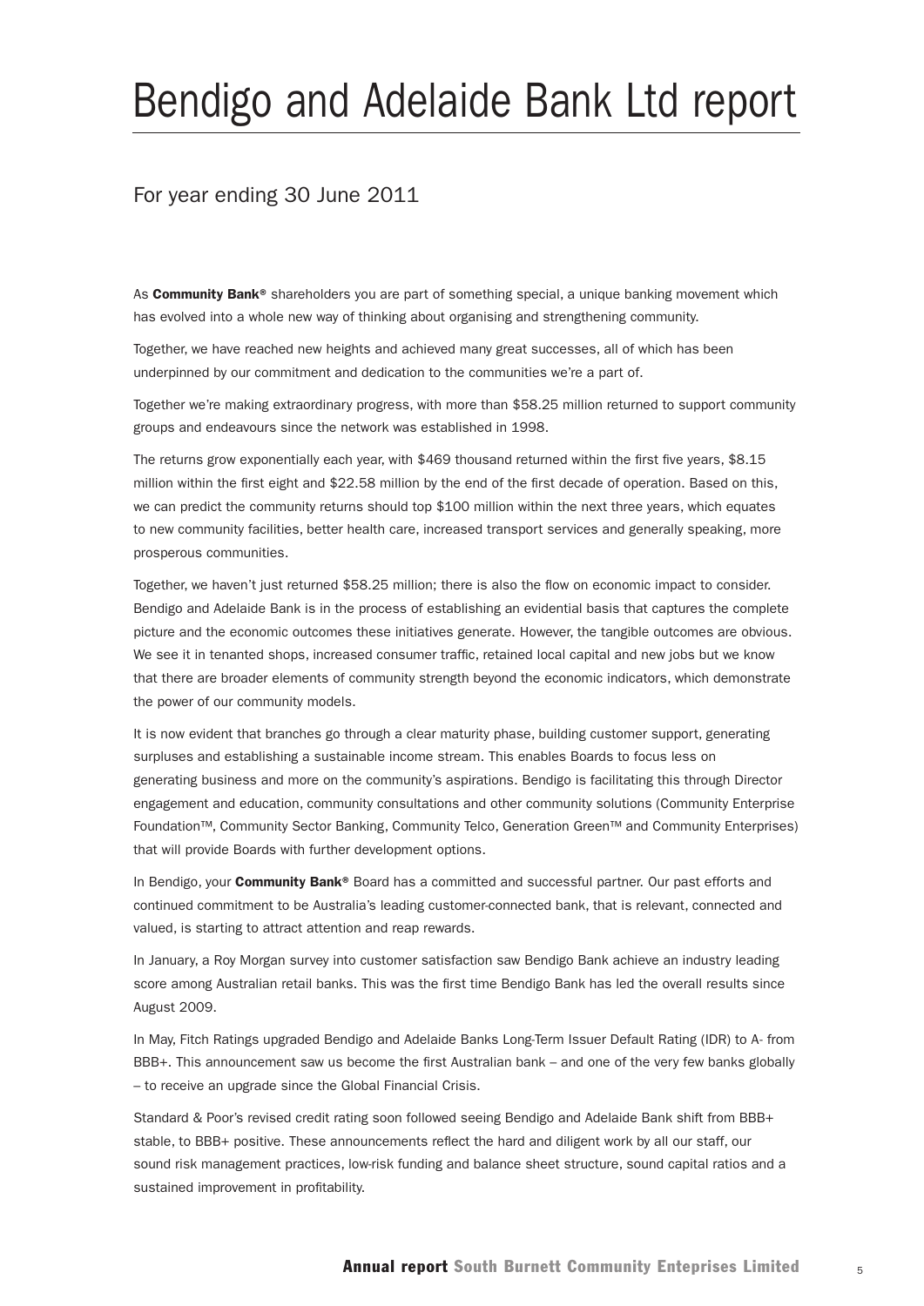# Bendigo and Adelaide Bank Ltd report

## For year ending 30 June 2011

As **Community Bank®** shareholders you are part of something special, a unique banking movement which has evolved into a whole new way of thinking about organising and strengthening community.

Together, we have reached new heights and achieved many great successes, all of which has been underpinned by our commitment and dedication to the communities we're a part of.

Together we're making extraordinary progress, with more than $58.25 million returned to support community groups and endeavours since the network was established in 1998.

The returns grow exponentially each year, with $469 thousand returned within the first five years, $8.15 million within the first eight and $22.58 million by the end of the first decade of operation. Based on this, we can predict the community returns should top $100 million within the next three years, which equates to new community facilities, better health care, increased transport services and generally speaking, more prosperous communities.

Together, we haven't just returned $58.25 million; there is also the flow on economic impact to consider. Bendigo and Adelaide Bank is in the process of establishing an evidential basis that captures the complete picture and the economic outcomes these initiatives generate. However, the tangible outcomes are obvious. We see it in tenanted shops, increased consumer traffic, retained local capital and new jobs but we know that there are broader elements of community strength beyond the economic indicators, which demonstrate the power of our community models.

It is now evident that branches go through a clear maturity phase, building customer support, generating surpluses and establishing a sustainable income stream. This enables Boards to focus less on generating business and more on the community's aspirations. Bendigo is facilitating this through Director engagement and education, community consultations and other community solutions (Community Enterprise Foundation™, Community Sector Banking, Community Telco, Generation Green™ and Community Enterprises) that will provide Boards with further development options.

In Bendigo, your **Community Bank®** Board has a committed and successful partner. Our past efforts and continued commitment to be Australia's leading customer-connected bank, that is relevant, connected and valued, is starting to attract attention and reap rewards.

In January, a Roy Morgan survey into customer satisfaction saw Bendigo Bank achieve an industry leading score among Australian retail banks. This was the first time Bendigo Bank has led the overall results since August 2009.

In May, Fitch Ratings upgraded Bendigo and Adelaide Banks Long-Term Issuer Default Rating (IDR) to A- from BBB+. This announcement saw us become the first Australian bank – and one of the very few banks globally – to receive an upgrade since the Global Financial Crisis.

Standard & Poor's revised credit rating soon followed seeing Bendigo and Adelaide Bank shift from BBB+ stable, to BBB+ positive. These announcements reflect the hard and diligent work by all our staff, our sound risk management practices, low-risk funding and balance sheet structure, sound capital ratios and a sustained improvement in profitability.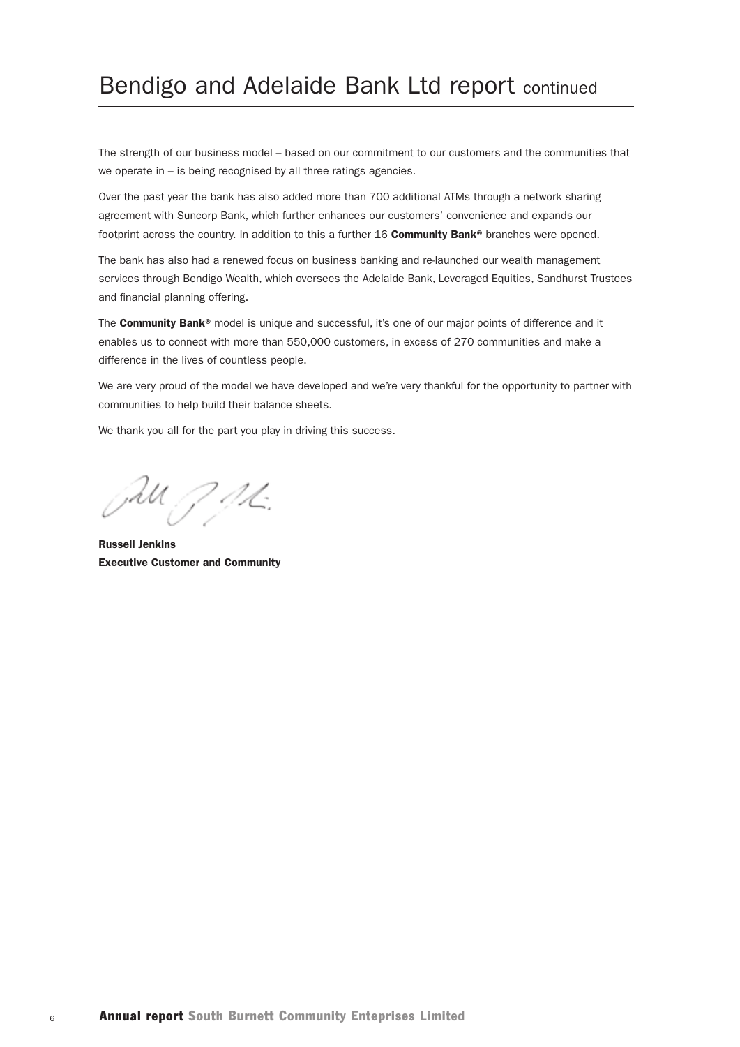# Bendigo and Adelaide Bank Ltd report continued

The strength of our business model – based on our commitment to our customers and the communities that we operate in – is being recognised by all three ratings agencies.

Over the past year the bank has also added more than 700 additional ATMs through a network sharing agreement with Suncorp Bank, which further enhances our customers' convenience and expands our footprint across the country. In addition to this a further 16 **Community Bank®** branches were opened.

The bank has also had a renewed focus on business banking and re-launched our wealth management services through Bendigo Wealth, which oversees the Adelaide Bank, Leveraged Equities, Sandhurst Trustees and financial planning offering.

The **Community Bank®** model is unique and successful, it's one of our major points of difference and it enables us to connect with more than 550,000 customers, in excess of 270 communities and make a difference in the lives of countless people.

We are very proud of the model we have developed and we're very thankful for the opportunity to partner with communities to help build their balance sheets.

We thank you all for the part you play in driving this success.

**Russell Jenkins**
**Executive Customer and Community**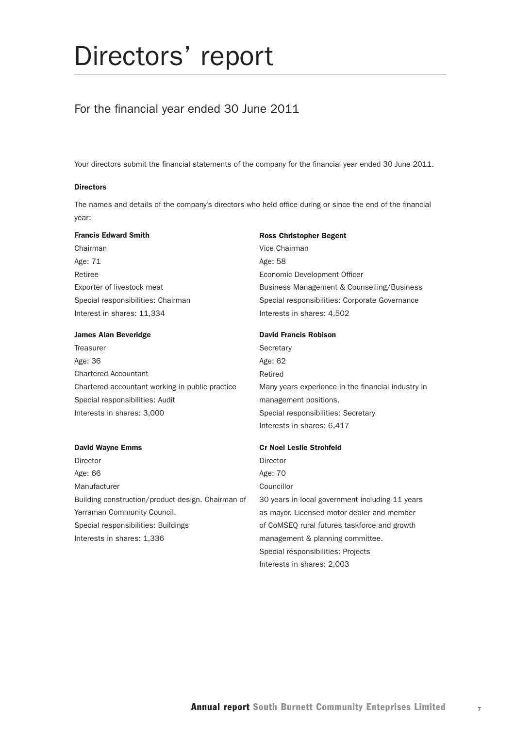# Directors' report

## For the financial year ended 30 June 2011

Your directors submit the financial statements of the company for the financial year ended 30 June 2011.

**Directors**

The names and details of the company's directors who held office during or since the end of the financial year:

**Francis Edward Smith**
Chairman
Age: 71
Retiree
Exporter of livestock meat
Special responsibilities: Chairman
Interest in shares: 11,334

**James Alan Beveridge**
Treasurer
Age: 36
Chartered Accountant
Chartered accountant working in public practice
Special responsibilities: Audit
Interests in shares: 3,000

**David Wayne Emms**
Director
Age: 66
Manufacturer
Building construction/product design. Chairman of Yarraman Community Council.
Special responsibilities: Buildings
Interests in shares: 1,336

**Ross Christopher Begent**
Vice Chairman
Age: 58
Economic Development Officer
Business Management & Counselling/Business
Special responsibilities: Corporate Governance
Interests in shares: 4,502

**David Francis Robison**
Secretary
Age: 62
Retired
Many years experience in the financial industry in management positions.
Special responsibilities: Secretary
Interests in shares: 6,417

**Cr Noel Leslie Strohfeld**
Director
Age: 70
Councillor
30 years in local government including 11 years as mayor. Licensed motor dealer and member of CoMSEQ rural futures taskforce and growth management & planning committee.
Special responsibilities: Projects
Interests in shares: 2,003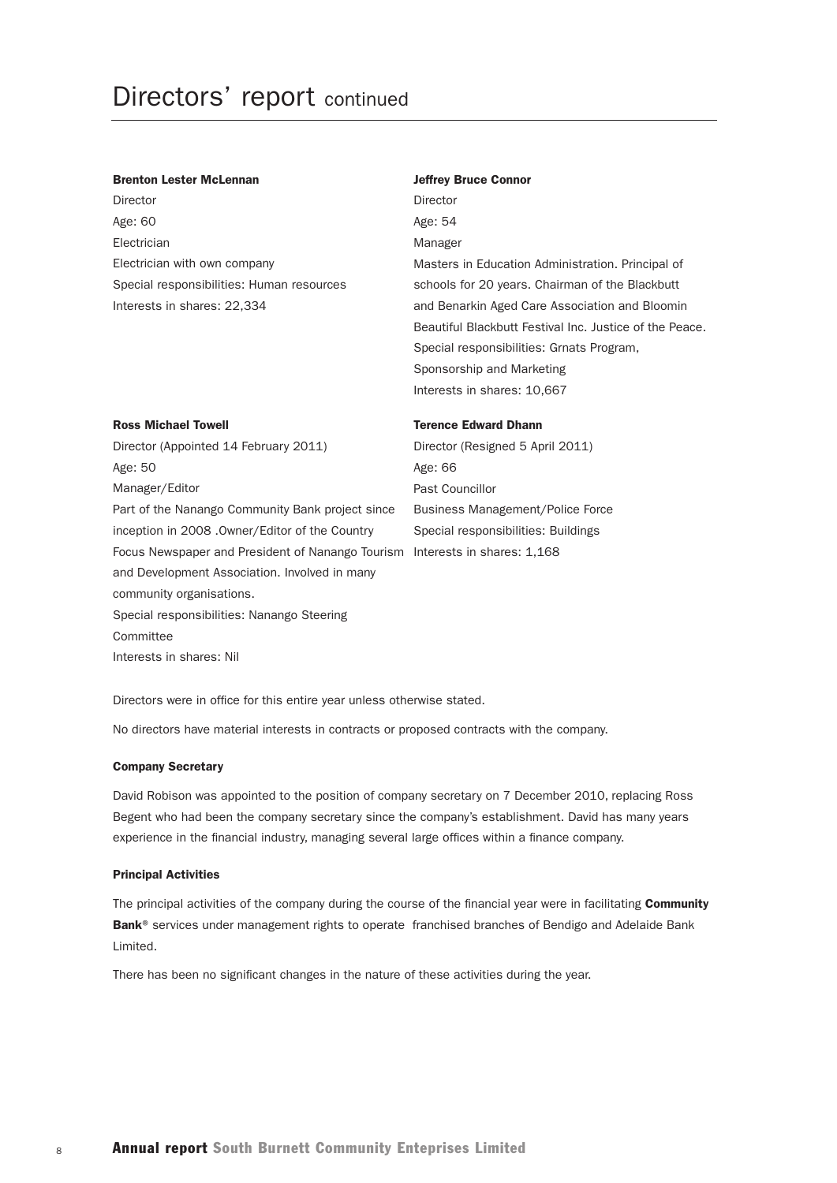# Directors' report continued

**Brenton Lester McLennan**

Director

Age: 60

Electrician

Electrician with own company

Special responsibilities: Human resources

Interests in shares: 22,334

**Jeffrey Bruce Connor**

Director

Age: 54

Manager

Masters in Education Administration. Principal of schools for 20 years. Chairman of the Blackbutt and Benarkin Aged Care Association and Bloomin Beautiful Blackbutt Festival Inc. Justice of the Peace.

Special responsibilities: Grnats Program, Sponsorship and Marketing

Interests in shares: 10,667

**Ross Michael Towell**

Director (Appointed 14 February 2011)

Age: 50

Manager/Editor

Part of the Nanango Community Bank project since inception in 2008 .Owner/Editor of the Country Focus Newspaper and President of Nanango Tourism and Development Association. Involved in many community organisations.

Special responsibilities: Nanango Steering Committee

Interests in shares: Nil

**Terence Edward Dhann**

Director (Resigned 5 April 2011)

Age: 66

Past Councillor

Business Management/Police Force

Special responsibilities: Buildings

Interests in shares: 1,168

Directors were in office for this entire year unless otherwise stated.

No directors have material interests in contracts or proposed contracts with the company.

#### Company Secretary

David Robison was appointed to the position of company secretary on 7 December 2010, replacing Ross Begent who had been the company secretary since the company's establishment. David has many years experience in the financial industry, managing several large offices within a finance company.

#### Principal Activities

The principal activities of the company during the course of the financial year were in facilitating **Community Bank**® services under management rights to operate franchised branches of Bendigo and Adelaide Bank Limited.

There has been no significant changes in the nature of these activities during the year.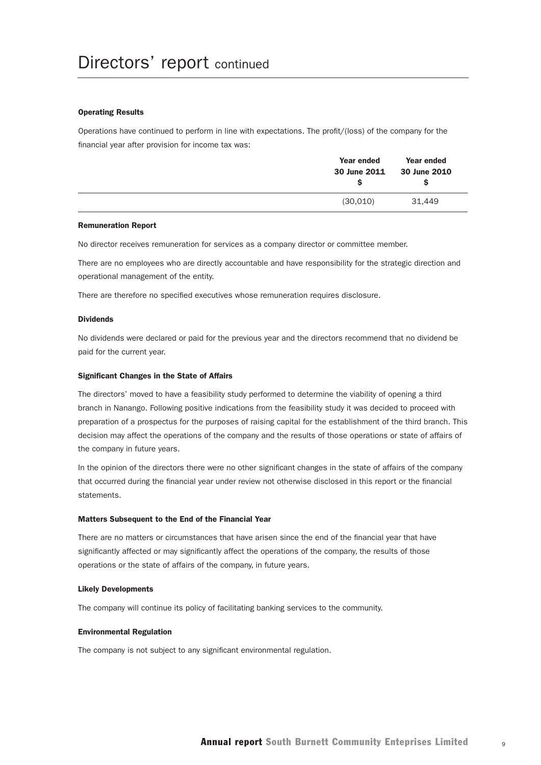# Directors' report continued

### Operating Results

Operations have continued to perform in line with expectations. The profit/(loss) of the company for the financial year after provision for income tax was:

| | Year ended 30 June 2011 $ | Year ended 30 June 2010 $ |
|---|---|---|
| | (30,010) | 31,449 |

### Remuneration Report

No director receives remuneration for services as a company director or committee member.

There are no employees who are directly accountable and have responsibility for the strategic direction and operational management of the entity.

There are therefore no specified executives whose remuneration requires disclosure.

### Dividends

No dividends were declared or paid for the previous year and the directors recommend that no dividend be paid for the current year.

### Significant Changes in the State of Affairs

The directors' moved to have a feasibility study performed to determine the viability of opening a third branch in Nanango. Following positive indications from the feasibility study it was decided to proceed with preparation of a prospectus for the purposes of raising capital for the establishment of the third branch. This decision may affect the operations of the company and the results of those operations or state of affairs of the company in future years.

In the opinion of the directors there were no other significant changes in the state of affairs of the company that occurred during the financial year under review not otherwise disclosed in this report or the financial statements.

### Matters Subsequent to the End of the Financial Year

There are no matters or circumstances that have arisen since the end of the financial year that have significantly affected or may significantly affect the operations of the company, the results of those operations or the state of affairs of the company, in future years.

### Likely Developments

The company will continue its policy of facilitating banking services to the community.

### Environmental Regulation

The company is not subject to any significant environmental regulation.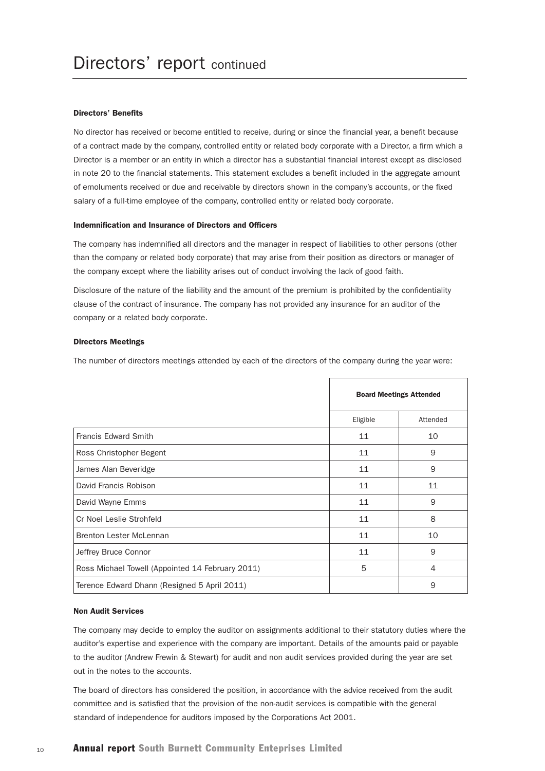# Directors' report continued

### Directors' Benefits

No director has received or become entitled to receive, during or since the financial year, a benefit because of a contract made by the company, controlled entity or related body corporate with a Director, a firm which a Director is a member or an entity in which a director has a substantial financial interest except as disclosed in note 20 to the financial statements. This statement excludes a benefit included in the aggregate amount of emoluments received or due and receivable by directors shown in the company's accounts, or the fixed salary of a full-time employee of the company, controlled entity or related body corporate.

### Indemnification and Insurance of Directors and Officers

The company has indemnified all directors and the manager in respect of liabilities to other persons (other than the company or related body corporate) that may arise from their position as directors or manager of the company except where the liability arises out of conduct involving the lack of good faith.

Disclosure of the nature of the liability and the amount of the premium is prohibited by the confidentiality clause of the contract of insurance. The company has not provided any insurance for an auditor of the company or a related body corporate.

### Directors Meetings

The number of directors meetings attended by each of the directors of the company during the year were:

| | **Board Meetings Attended** | |
|---|---|---|
| | Eligible | Attended |
| Francis Edward Smith | 11 | 10 |
| Ross Christopher Begent | 11 | 9 |
| James Alan Beveridge | 11 | 9 |
| David Francis Robison | 11 | 11 |
| David Wayne Emms | 11 | 9 |
| Cr Noel Leslie Strohfeld | 11 | 8 |
| Brenton Lester McLennan | 11 | 10 |
| Jeffrey Bruce Connor | 11 | 9 |
| Ross Michael Towell (Appointed 14 February 2011) | 5 | 4 |
| Terence Edward Dhann (Resigned 5 April 2011) | | 9 |

### Non Audit Services

The company may decide to employ the auditor on assignments additional to their statutory duties where the auditor's expertise and experience with the company are important. Details of the amounts paid or payable to the auditor (Andrew Frewin & Stewart) for audit and non audit services provided during the year are set out in the notes to the accounts.

The board of directors has considered the position, in accordance with the advice received from the audit committee and is satisfied that the provision of the non-audit services is compatible with the general standard of independence for auditors imposed by the Corporations Act 2001.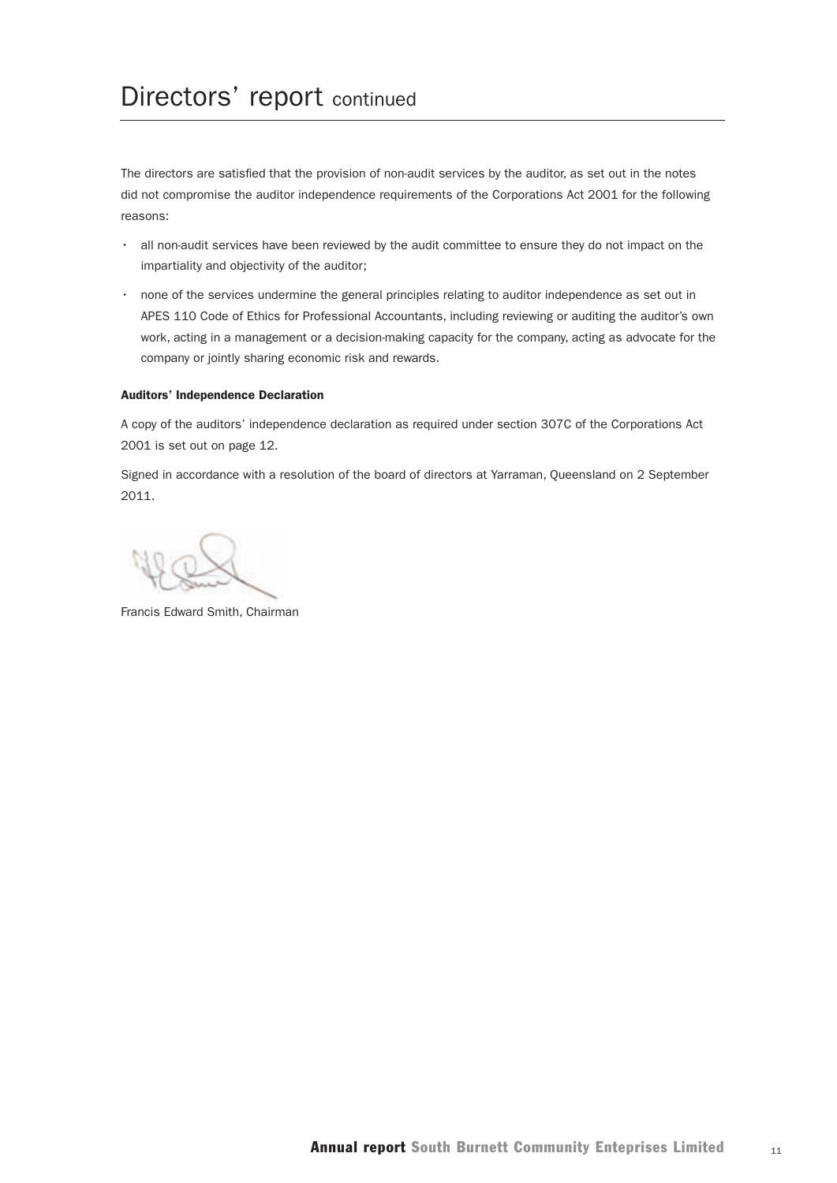# Directors' report continued

The directors are satisfied that the provision of non-audit services by the auditor, as set out in the notes did not compromise the auditor independence requirements of the Corporations Act 2001 for the following reasons:

- all non-audit services have been reviewed by the audit committee to ensure they do not impact on the impartiality and objectivity of the auditor;
- none of the services undermine the general principles relating to auditor independence as set out in APES 110 Code of Ethics for Professional Accountants, including reviewing or auditing the auditor's own work, acting in a management or a decision-making capacity for the company, acting as advocate for the company or jointly sharing economic risk and rewards.

**Auditors' Independence Declaration**

A copy of the auditors' independence declaration as required under section 307C of the Corporations Act 2001 is set out on page 12.

Signed in accordance with a resolution of the board of directors at Yarraman, Queensland on 2 September 2011.

Francis Edward Smith, Chairman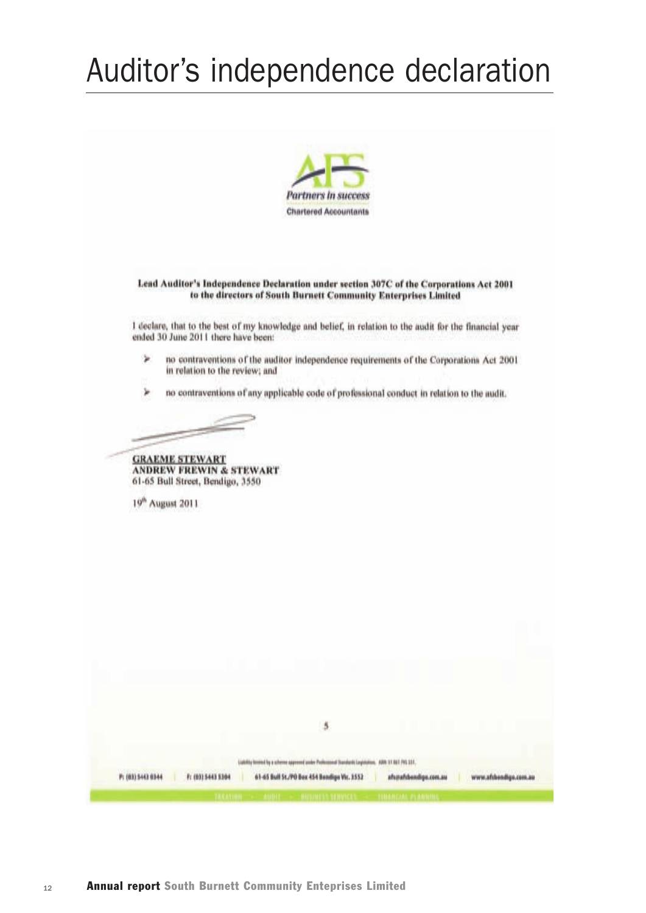# Auditor's independence declaration

AFS

*Partners in success*

Chartered Accountants

**Lead Auditor's Independence Declaration under section 307C of the Corporations Act 2001 to the directors of South Burnett Community Enterprises Limited**

I declare, that to the best of my knowledge and belief, in relation to the audit for the financial year ended 30 June 2011 there have been:

- no contraventions of the auditor independence requirements of the Corporations Act 2001 in relation to the review; and
- no contraventions of any applicable code of professional conduct in relation to the audit.

**GRAEME STEWART**
**ANDREW FREWIN & STEWART**
61-65 Bull Street, Bendigo, 3550

19th August 2011

Liability limited by a scheme approved under Professional Standards Legislation.

P: (03) 5443 0344 | F: (03) 5443 5304 | 61-65 Bull St./PO Box 454 Bendigo Vic. 3552 | afs@afsbendigo.com.au | www.afsbendigo.com.au

TAXATION - AUDIT - BUSINESS SERVICES - FINANCIAL PLANNING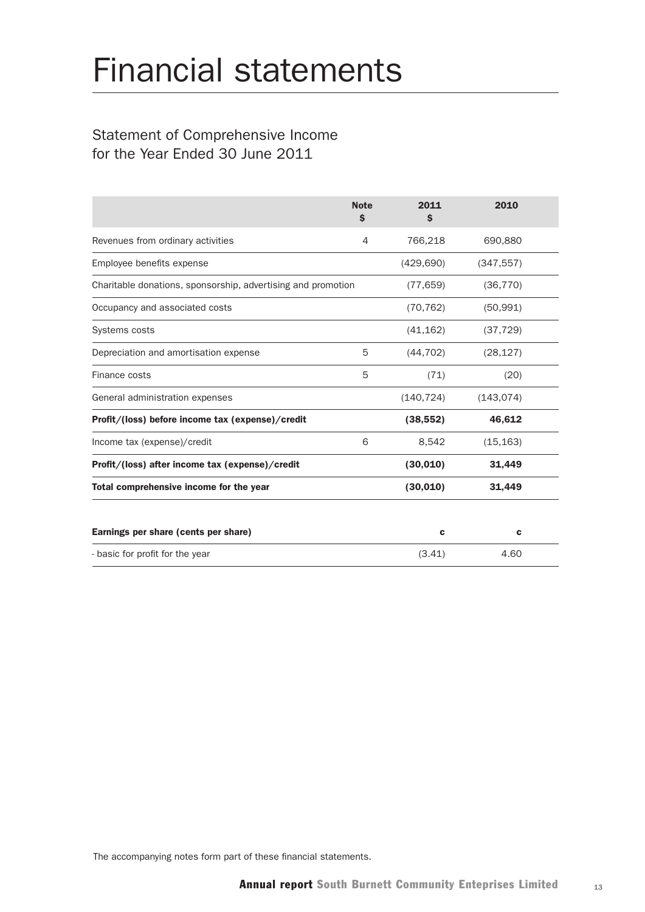# Financial statements

## Statement of Comprehensive Income for the Year Ended 30 June 2011

| | Note $ | 2011 $ | 2010 |
|---|---|---|---|
| Revenues from ordinary activities | 4 | 766,218 | 690,880 |
| Employee benefits expense | | (429,690) | (347,557) |
| Charitable donations, sponsorship, advertising and promotion | | (77,659) | (36,770) |
| Occupancy and associated costs | | (70,762) | (50,991) |
| Systems costs | | (41,162) | (37,729) |
| Depreciation and amortisation expense | 5 | (44,702) | (28,127) |
| Finance costs | 5 | (71) | (20) |
| General administration expenses | | (140,724) | (143,074) |
| **Profit/(loss) before income tax (expense)/credit** | | **(38,552)** | **46,612** |
| Income tax (expense)/credit | 6 | 8,542 | (15,163) |
| **Profit/(loss) after income tax (expense)/credit** | | **(30,010)** | **31,449** |
| **Total comprehensive income for the year** | | **(30,010)** | **31,449** |

| **Earnings per share (cents per share)** | | **c** | **c** |
|---|---|---|---|
| - basic for profit for the year | | (3.41) | 4.60 |

The accompanying notes form part of these financial statements.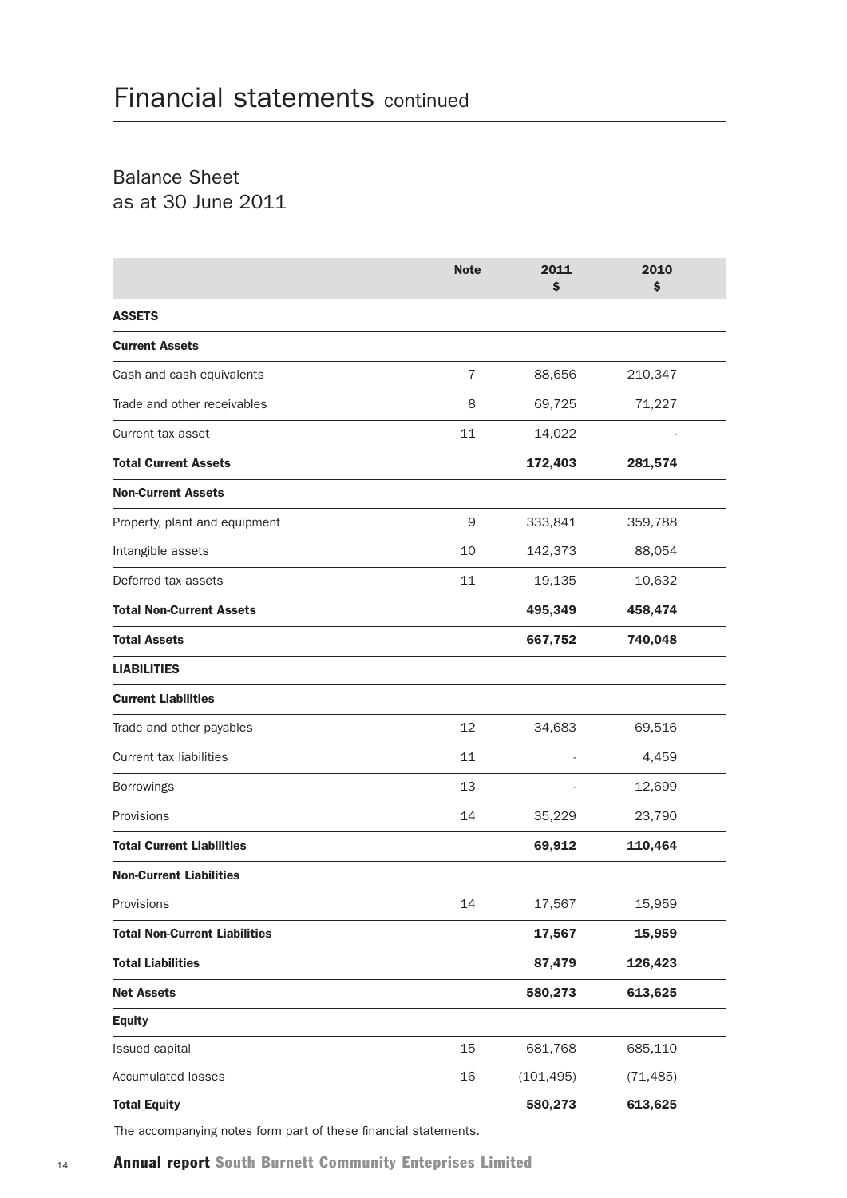# Financial statements continued

## Balance Sheet as at 30 June 2011

| | Note | 2011 $ | 2010 $ |
|---|---|---|---|
| **ASSETS** | | | |
| **Current Assets** | | | |
| Cash and cash equivalents | 7 | 88,656 | 210,347 |
| Trade and other receivables | 8 | 69,725 | 71,227 |
| Current tax asset | 11 | 14,022 | - |
| **Total Current Assets** | | **172,403** | **281,574** |
| **Non-Current Assets** | | | |
| Property, plant and equipment | 9 | 333,841 | 359,788 |
| Intangible assets | 10 | 142,373 | 88,054 |
| Deferred tax assets | 11 | 19,135 | 10,632 |
| **Total Non-Current Assets** | | **495,349** | **458,474** |
| **Total Assets** | | **667,752** | **740,048** |
| **LIABILITIES** | | | |
| **Current Liabilities** | | | |
| Trade and other payables | 12 | 34,683 | 69,516 |
| Current tax liabilities | 11 | - | 4,459 |
| Borrowings | 13 | - | 12,699 |
| Provisions | 14 | 35,229 | 23,790 |
| **Total Current Liabilities** | | **69,912** | **110,464** |
| **Non-Current Liabilities** | | | |
| Provisions | 14 | 17,567 | 15,959 |
| **Total Non-Current Liabilities** | | **17,567** | **15,959** |
| **Total Liabilities** | | **87,479** | **126,423** |
| **Net Assets** | | **580,273** | **613,625** |
| **Equity** | | | |
| Issued capital | 15 | 681,768 | 685,110 |
| Accumulated losses | 16 | (101,495) | (71,485) |
| **Total Equity** | | **580,273** | **613,625** |

The accompanying notes form part of these financial statements.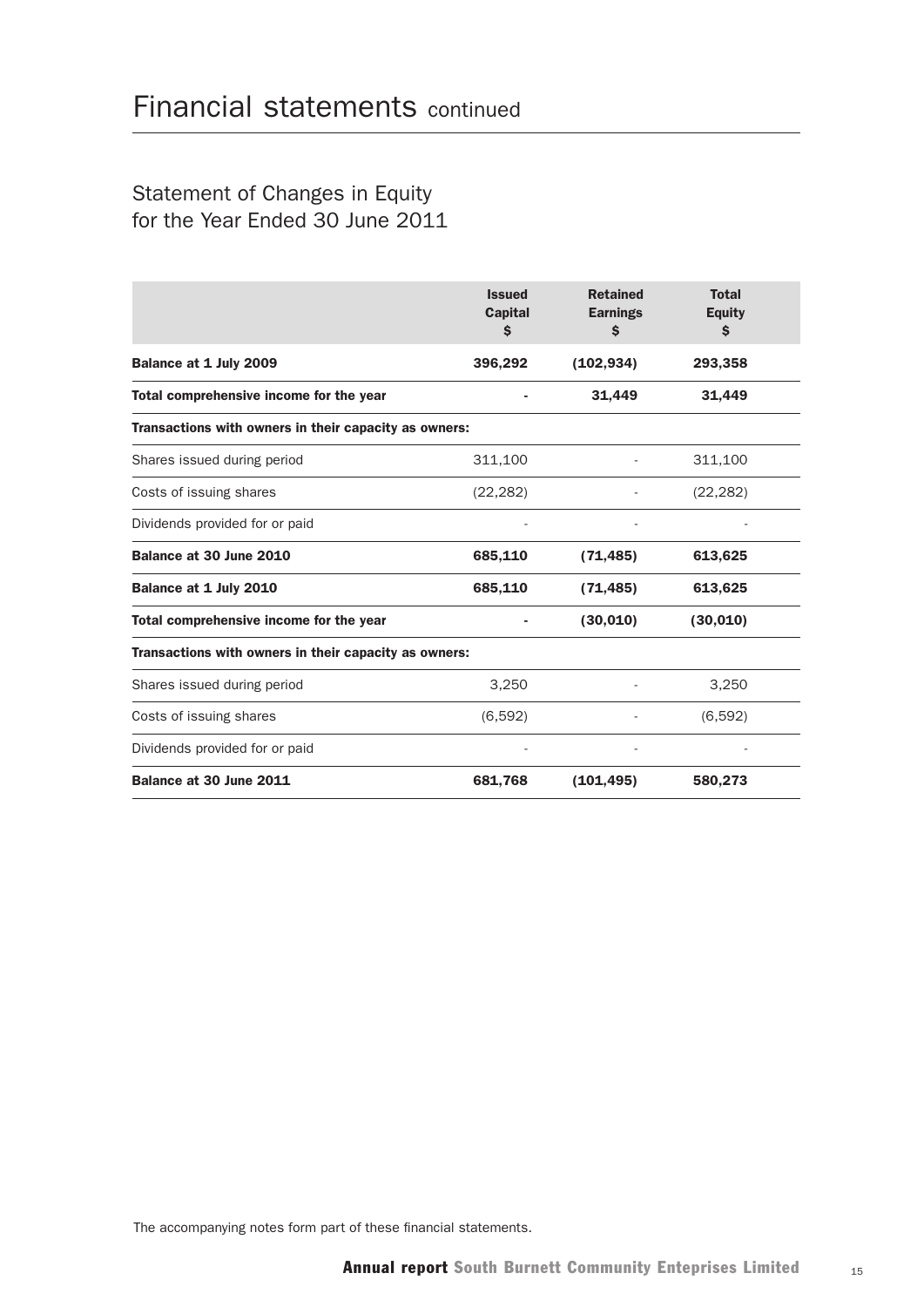# Financial statements continued

## Statement of Changes in Equity for the Year Ended 30 June 2011

| | Issued Capital $ | Retained Earnings $ | Total Equity $ |
|---|---|---|---|
| **Balance at 1 July 2009** | **396,292** | **(102,934)** | **293,358** |
| **Total comprehensive income for the year** | **-** | **31,449** | **31,449** |
| **Transactions with owners in their capacity as owners:** | | | |
| Shares issued during period | 311,100 | - | 311,100 |
| Costs of issuing shares | (22,282) | - | (22,282) |
| Dividends provided for or paid | - | - | - |
| **Balance at 30 June 2010** | **685,110** | **(71,485)** | **613,625** |
| **Balance at 1 July 2010** | **685,110** | **(71,485)** | **613,625** |
| **Total comprehensive income for the year** | **-** | **(30,010)** | **(30,010)** |
| **Transactions with owners in their capacity as owners:** | | | |
| Shares issued during period | 3,250 | - | 3,250 |
| Costs of issuing shares | (6,592) | - | (6,592) |
| Dividends provided for or paid | - | - | - |
| **Balance at 30 June 2011** | **681,768** | **(101,495)** | **580,273** |

The accompanying notes form part of these financial statements.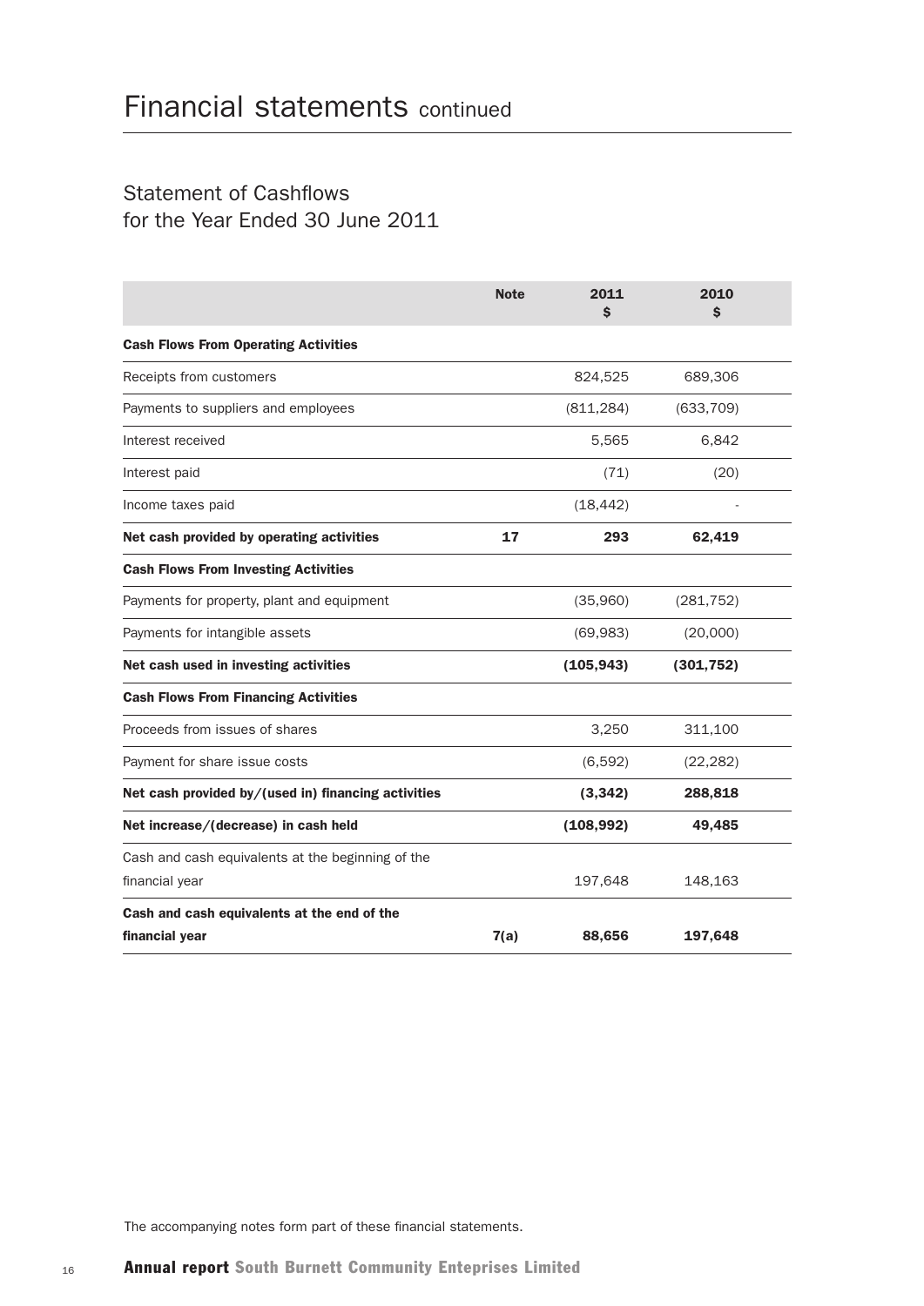# Financial statements continued

## Statement of Cashflows for the Year Ended 30 June 2011

| | Note | 2011 $ | 2010 $ |
|---|---|---|---|
| **Cash Flows From Operating Activities** | | | |
| Receipts from customers | | 824,525 | 689,306 |
| Payments to suppliers and employees | | (811,284) | (633,709) |
| Interest received | | 5,565 | 6,842 |
| Interest paid | | (71) | (20) |
| Income taxes paid | | (18,442) | - |
| **Net cash provided by operating activities** | **17** | **293** | **62,419** |
| **Cash Flows From Investing Activities** | | | |
| Payments for property, plant and equipment | | (35,960) | (281,752) |
| Payments for intangible assets | | (69,983) | (20,000) |
| **Net cash used in investing activities** | | **(105,943)** | **(301,752)** |
| **Cash Flows From Financing Activities** | | | |
| Proceeds from issues of shares | | 3,250 | 311,100 |
| Payment for share issue costs | | (6,592) | (22,282) |
| **Net cash provided by/(used in) financing activities** | | **(3,342)** | **288,818** |
| **Net increase/(decrease) in cash held** | | **(108,992)** | **49,485** |
| Cash and cash equivalents at the beginning of the financial year | | 197,648 | 148,163 |
| **Cash and cash equivalents at the end of the financial year** | **7(a)** | **88,656** | **197,648** |

The accompanying notes form part of these financial statements.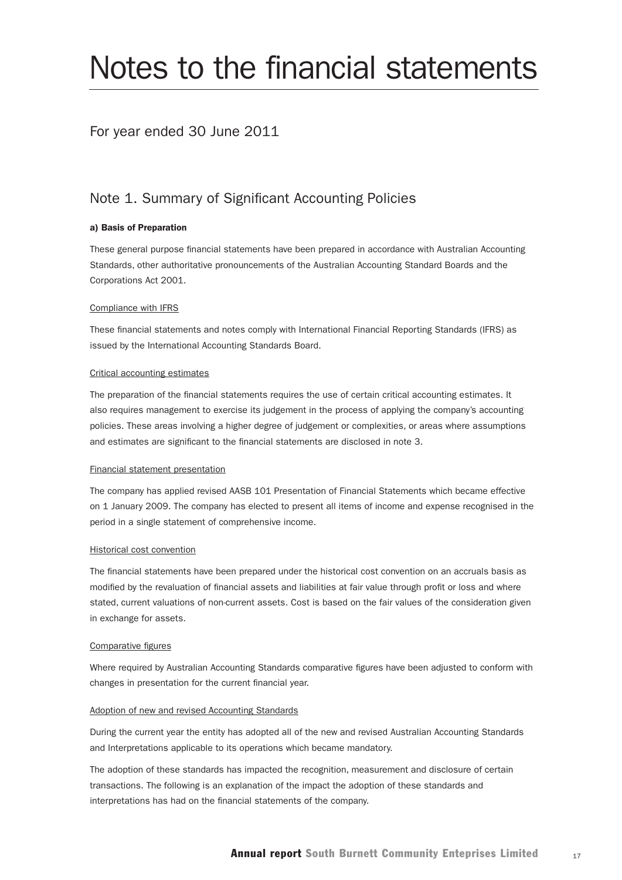# Notes to the financial statements

## For year ended 30 June 2011

## Note 1. Summary of Significant Accounting Policies

**a) Basis of Preparation**

These general purpose financial statements have been prepared in accordance with Australian Accounting Standards, other authoritative pronouncements of the Australian Accounting Standard Boards and the Corporations Act 2001.

Compliance with IFRS

These financial statements and notes comply with International Financial Reporting Standards (IFRS) as issued by the International Accounting Standards Board.

Critical accounting estimates

The preparation of the financial statements requires the use of certain critical accounting estimates. It also requires management to exercise its judgement in the process of applying the company's accounting policies. These areas involving a higher degree of judgement or complexities, or areas where assumptions and estimates are significant to the financial statements are disclosed in note 3.

Financial statement presentation

The company has applied revised AASB 101 Presentation of Financial Statements which became effective on 1 January 2009. The company has elected to present all items of income and expense recognised in the period in a single statement of comprehensive income.

Historical cost convention

The financial statements have been prepared under the historical cost convention on an accruals basis as modified by the revaluation of financial assets and liabilities at fair value through profit or loss and where stated, current valuations of non-current assets. Cost is based on the fair values of the consideration given in exchange for assets.

Comparative figures

Where required by Australian Accounting Standards comparative figures have been adjusted to conform with changes in presentation for the current financial year.

Adoption of new and revised Accounting Standards

During the current year the entity has adopted all of the new and revised Australian Accounting Standards and Interpretations applicable to its operations which became mandatory.

The adoption of these standards has impacted the recognition, measurement and disclosure of certain transactions. The following is an explanation of the impact the adoption of these standards and interpretations has had on the financial statements of the company.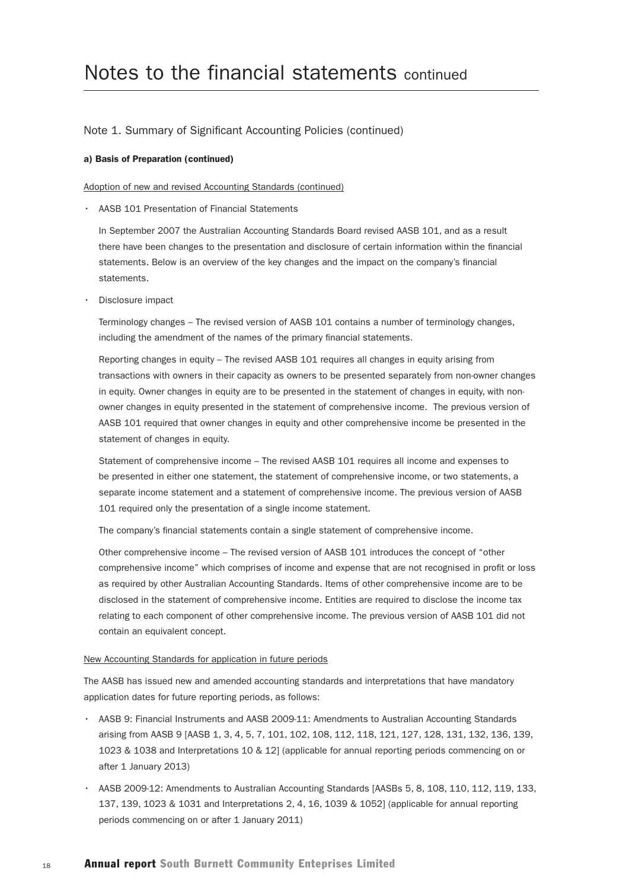# Notes to the financial statements continued

## Note 1. Summary of Significant Accounting Policies (continued)

**a) Basis of Preparation (continued)**

Adoption of new and revised Accounting Standards (continued)

- AASB 101 Presentation of Financial Statements

  In September 2007 the Australian Accounting Standards Board revised AASB 101, and as a result there have been changes to the presentation and disclosure of certain information within the financial statements. Below is an overview of the key changes and the impact on the company's financial statements.

- Disclosure impact

  Terminology changes – The revised version of AASB 101 contains a number of terminology changes, including the amendment of the names of the primary financial statements.

  Reporting changes in equity – The revised AASB 101 requires all changes in equity arising from transactions with owners in their capacity as owners to be presented separately from non-owner changes in equity. Owner changes in equity are to be presented in the statement of changes in equity, with non-owner changes in equity presented in the statement of comprehensive income. The previous version of AASB 101 required that owner changes in equity and other comprehensive income be presented in the statement of changes in equity.

  Statement of comprehensive income – The revised AASB 101 requires all income and expenses to be presented in either one statement, the statement of comprehensive income, or two statements, a separate income statement and a statement of comprehensive income. The previous version of AASB 101 required only the presentation of a single income statement.

  The company's financial statements contain a single statement of comprehensive income.

  Other comprehensive income – The revised version of AASB 101 introduces the concept of "other comprehensive income" which comprises of income and expense that are not recognised in profit or loss as required by other Australian Accounting Standards. Items of other comprehensive income are to be disclosed in the statement of comprehensive income. Entities are required to disclose the income tax relating to each component of other comprehensive income. The previous version of AASB 101 did not contain an equivalent concept.

New Accounting Standards for application in future periods

The AASB has issued new and amended accounting standards and interpretations that have mandatory application dates for future reporting periods, as follows:

- AASB 9: Financial Instruments and AASB 2009-11: Amendments to Australian Accounting Standards arising from AASB 9 [AASB 1, 3, 4, 5, 7, 101, 102, 108, 112, 118, 121, 127, 128, 131, 132, 136, 139, 1023 & 1038 and Interpretations 10 & 12] (applicable for annual reporting periods commencing on or after 1 January 2013)
- AASB 2009-12: Amendments to Australian Accounting Standards [AASBs 5, 8, 108, 110, 112, 119, 133, 137, 139, 1023 & 1031 and Interpretations 2, 4, 16, 1039 & 1052] (applicable for annual reporting periods commencing on or after 1 January 2011)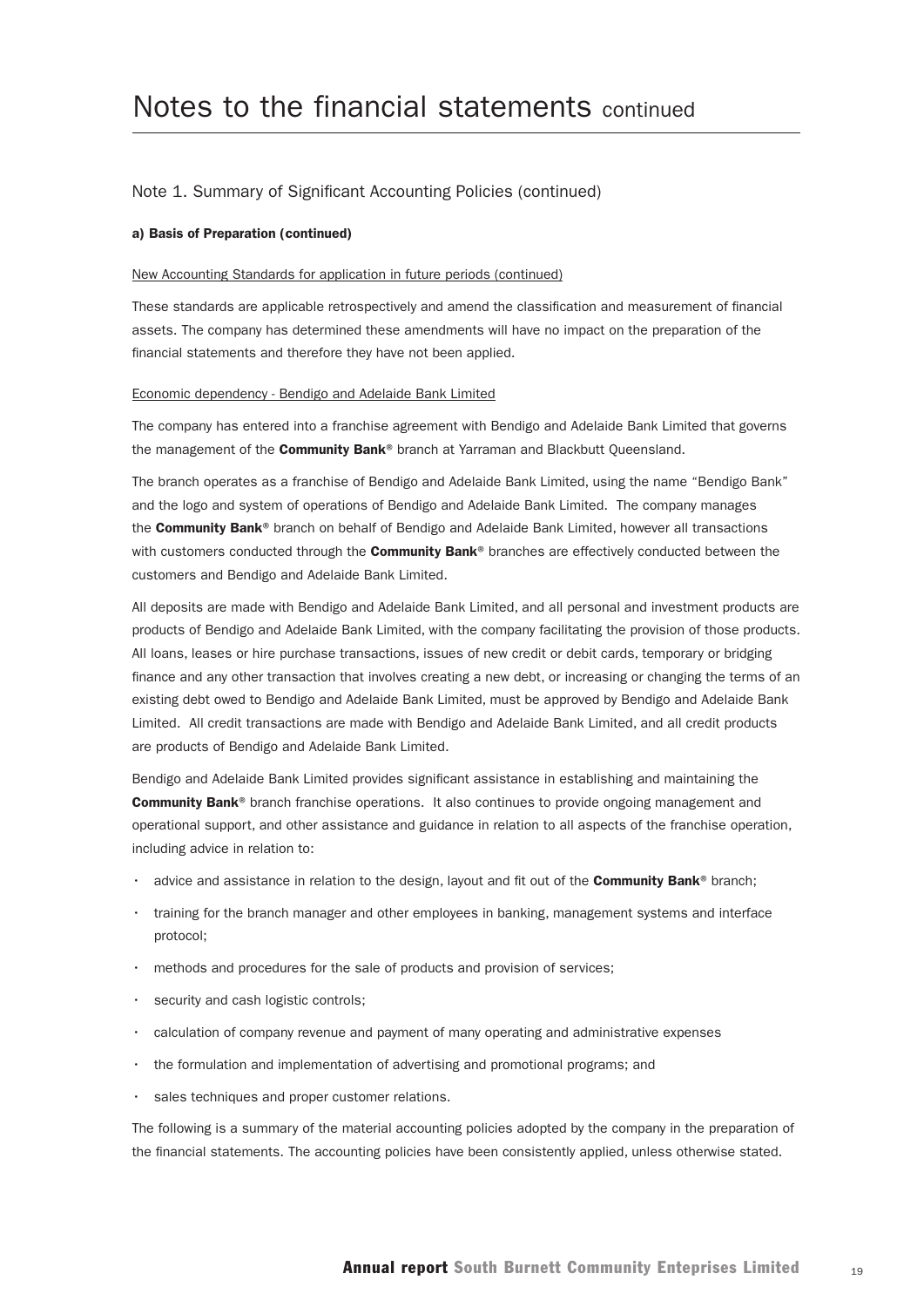# Notes to the financial statements continued

## Note 1. Summary of Significant Accounting Policies (continued)

### a) Basis of Preparation (continued)

New Accounting Standards for application in future periods (continued)

These standards are applicable retrospectively and amend the classification and measurement of financial assets. The company has determined these amendments will have no impact on the preparation of the financial statements and therefore they have not been applied.

Economic dependency - Bendigo and Adelaide Bank Limited

The company has entered into a franchise agreement with Bendigo and Adelaide Bank Limited that governs the management of the **Community Bank**® branch at Yarraman and Blackbutt Queensland.

The branch operates as a franchise of Bendigo and Adelaide Bank Limited, using the name "Bendigo Bank" and the logo and system of operations of Bendigo and Adelaide Bank Limited. The company manages the **Community Bank**® branch on behalf of Bendigo and Adelaide Bank Limited, however all transactions with customers conducted through the **Community Bank**® branches are effectively conducted between the customers and Bendigo and Adelaide Bank Limited.

All deposits are made with Bendigo and Adelaide Bank Limited, and all personal and investment products are products of Bendigo and Adelaide Bank Limited, with the company facilitating the provision of those products. All loans, leases or hire purchase transactions, issues of new credit or debit cards, temporary or bridging finance and any other transaction that involves creating a new debt, or increasing or changing the terms of an existing debt owed to Bendigo and Adelaide Bank Limited, must be approved by Bendigo and Adelaide Bank Limited. All credit transactions are made with Bendigo and Adelaide Bank Limited, and all credit products are products of Bendigo and Adelaide Bank Limited.

Bendigo and Adelaide Bank Limited provides significant assistance in establishing and maintaining the **Community Bank**® branch franchise operations. It also continues to provide ongoing management and operational support, and other assistance and guidance in relation to all aspects of the franchise operation, including advice in relation to:

- advice and assistance in relation to the design, layout and fit out of the **Community Bank**® branch;
- training for the branch manager and other employees in banking, management systems and interface protocol;
- methods and procedures for the sale of products and provision of services;
- security and cash logistic controls;
- calculation of company revenue and payment of many operating and administrative expenses
- the formulation and implementation of advertising and promotional programs; and
- sales techniques and proper customer relations.

The following is a summary of the material accounting policies adopted by the company in the preparation of the financial statements. The accounting policies have been consistently applied, unless otherwise stated.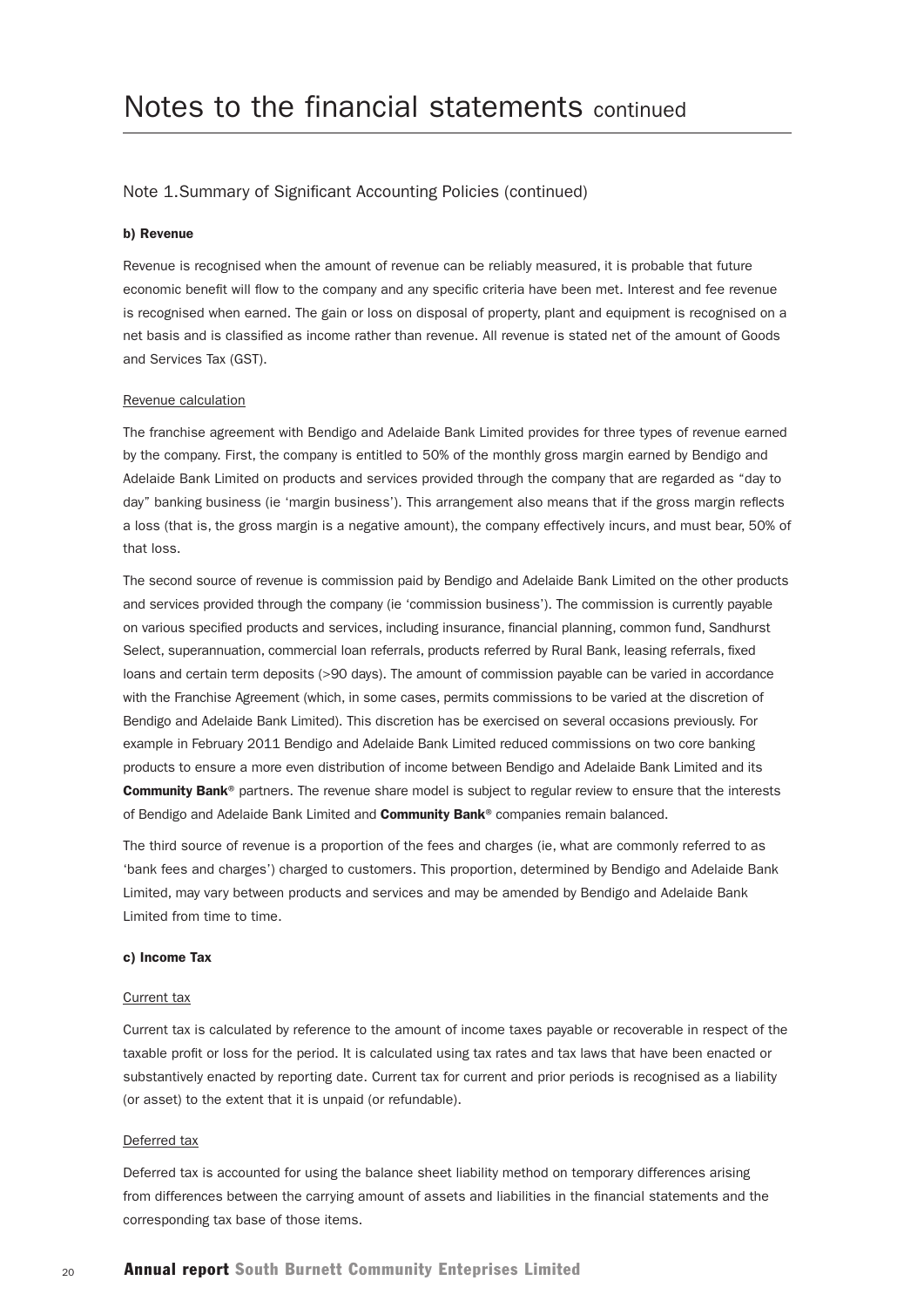# Notes to the financial statements continued

## Note 1.Summary of Significant Accounting Policies (continued)

### b) Revenue

Revenue is recognised when the amount of revenue can be reliably measured, it is probable that future economic benefit will flow to the company and any specific criteria have been met. Interest and fee revenue is recognised when earned. The gain or loss on disposal of property, plant and equipment is recognised on a net basis and is classified as income rather than revenue. All revenue is stated net of the amount of Goods and Services Tax (GST).

Revenue calculation

The franchise agreement with Bendigo and Adelaide Bank Limited provides for three types of revenue earned by the company. First, the company is entitled to 50% of the monthly gross margin earned by Bendigo and Adelaide Bank Limited on products and services provided through the company that are regarded as "day to day" banking business (ie 'margin business'). This arrangement also means that if the gross margin reflects a loss (that is, the gross margin is a negative amount), the company effectively incurs, and must bear, 50% of that loss.

The second source of revenue is commission paid by Bendigo and Adelaide Bank Limited on the other products and services provided through the company (ie 'commission business'). The commission is currently payable on various specified products and services, including insurance, financial planning, common fund, Sandhurst Select, superannuation, commercial loan referrals, products referred by Rural Bank, leasing referrals, fixed loans and certain term deposits (>90 days). The amount of commission payable can be varied in accordance with the Franchise Agreement (which, in some cases, permits commissions to be varied at the discretion of Bendigo and Adelaide Bank Limited). This discretion has be exercised on several occasions previously. For example in February 2011 Bendigo and Adelaide Bank Limited reduced commissions on two core banking products to ensure a more even distribution of income between Bendigo and Adelaide Bank Limited and its **Community Bank**® partners. The revenue share model is subject to regular review to ensure that the interests of Bendigo and Adelaide Bank Limited and **Community Bank**® companies remain balanced.

The third source of revenue is a proportion of the fees and charges (ie, what are commonly referred to as 'bank fees and charges') charged to customers. This proportion, determined by Bendigo and Adelaide Bank Limited, may vary between products and services and may be amended by Bendigo and Adelaide Bank Limited from time to time.

### c) Income Tax

Current tax

Current tax is calculated by reference to the amount of income taxes payable or recoverable in respect of the taxable profit or loss for the period. It is calculated using tax rates and tax laws that have been enacted or substantively enacted by reporting date. Current tax for current and prior periods is recognised as a liability (or asset) to the extent that it is unpaid (or refundable).

Deferred tax

Deferred tax is accounted for using the balance sheet liability method on temporary differences arising from differences between the carrying amount of assets and liabilities in the financial statements and the corresponding tax base of those items.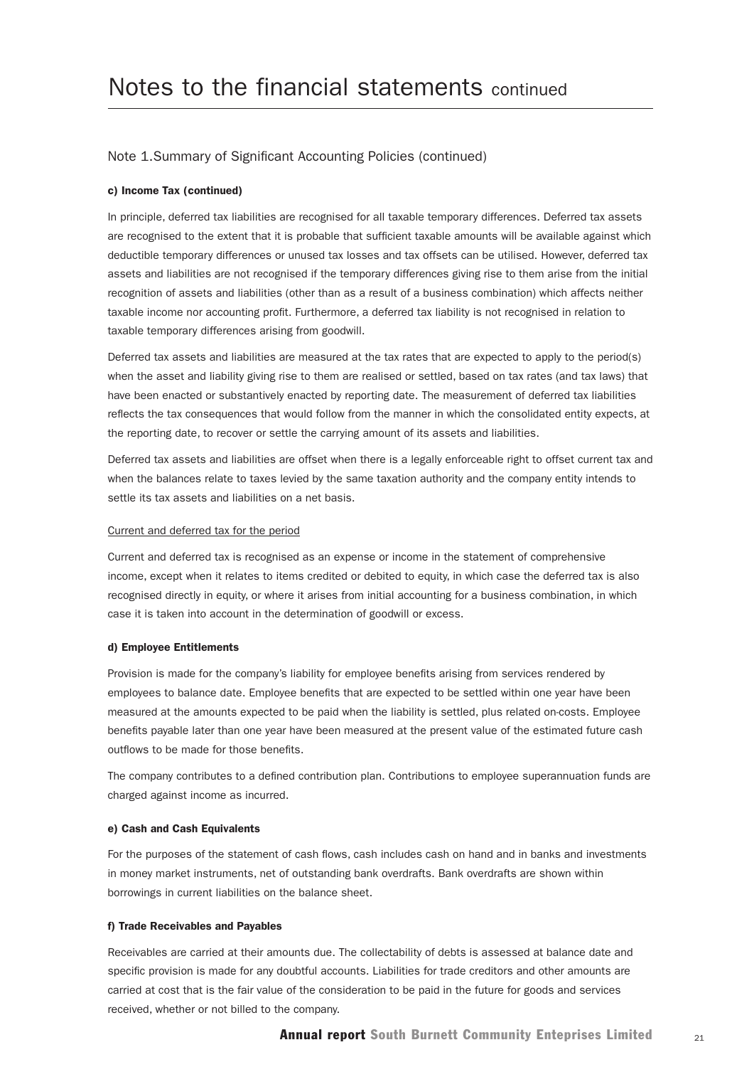# Notes to the financial statements continued

## Note 1.Summary of Significant Accounting Policies (continued)

#### c) Income Tax (continued)

In principle, deferred tax liabilities are recognised for all taxable temporary differences. Deferred tax assets are recognised to the extent that it is probable that sufficient taxable amounts will be available against which deductible temporary differences or unused tax losses and tax offsets can be utilised. However, deferred tax assets and liabilities are not recognised if the temporary differences giving rise to them arise from the initial recognition of assets and liabilities (other than as a result of a business combination) which affects neither taxable income nor accounting profit. Furthermore, a deferred tax liability is not recognised in relation to taxable temporary differences arising from goodwill.

Deferred tax assets and liabilities are measured at the tax rates that are expected to apply to the period(s) when the asset and liability giving rise to them are realised or settled, based on tax rates (and tax laws) that have been enacted or substantively enacted by reporting date. The measurement of deferred tax liabilities reflects the tax consequences that would follow from the manner in which the consolidated entity expects, at the reporting date, to recover or settle the carrying amount of its assets and liabilities.

Deferred tax assets and liabilities are offset when there is a legally enforceable right to offset current tax and when the balances relate to taxes levied by the same taxation authority and the company entity intends to settle its tax assets and liabilities on a net basis.

Current and deferred tax for the period

Current and deferred tax is recognised as an expense or income in the statement of comprehensive income, except when it relates to items credited or debited to equity, in which case the deferred tax is also recognised directly in equity, or where it arises from initial accounting for a business combination, in which case it is taken into account in the determination of goodwill or excess.

#### d) Employee Entitlements

Provision is made for the company's liability for employee benefits arising from services rendered by employees to balance date. Employee benefits that are expected to be settled within one year have been measured at the amounts expected to be paid when the liability is settled, plus related on-costs. Employee benefits payable later than one year have been measured at the present value of the estimated future cash outflows to be made for those benefits.

The company contributes to a defined contribution plan. Contributions to employee superannuation funds are charged against income as incurred.

#### e) Cash and Cash Equivalents

For the purposes of the statement of cash flows, cash includes cash on hand and in banks and investments in money market instruments, net of outstanding bank overdrafts. Bank overdrafts are shown within borrowings in current liabilities on the balance sheet.

#### f) Trade Receivables and Payables

Receivables are carried at their amounts due. The collectability of debts is assessed at balance date and specific provision is made for any doubtful accounts. Liabilities for trade creditors and other amounts are carried at cost that is the fair value of the consideration to be paid in the future for goods and services received, whether or not billed to the company.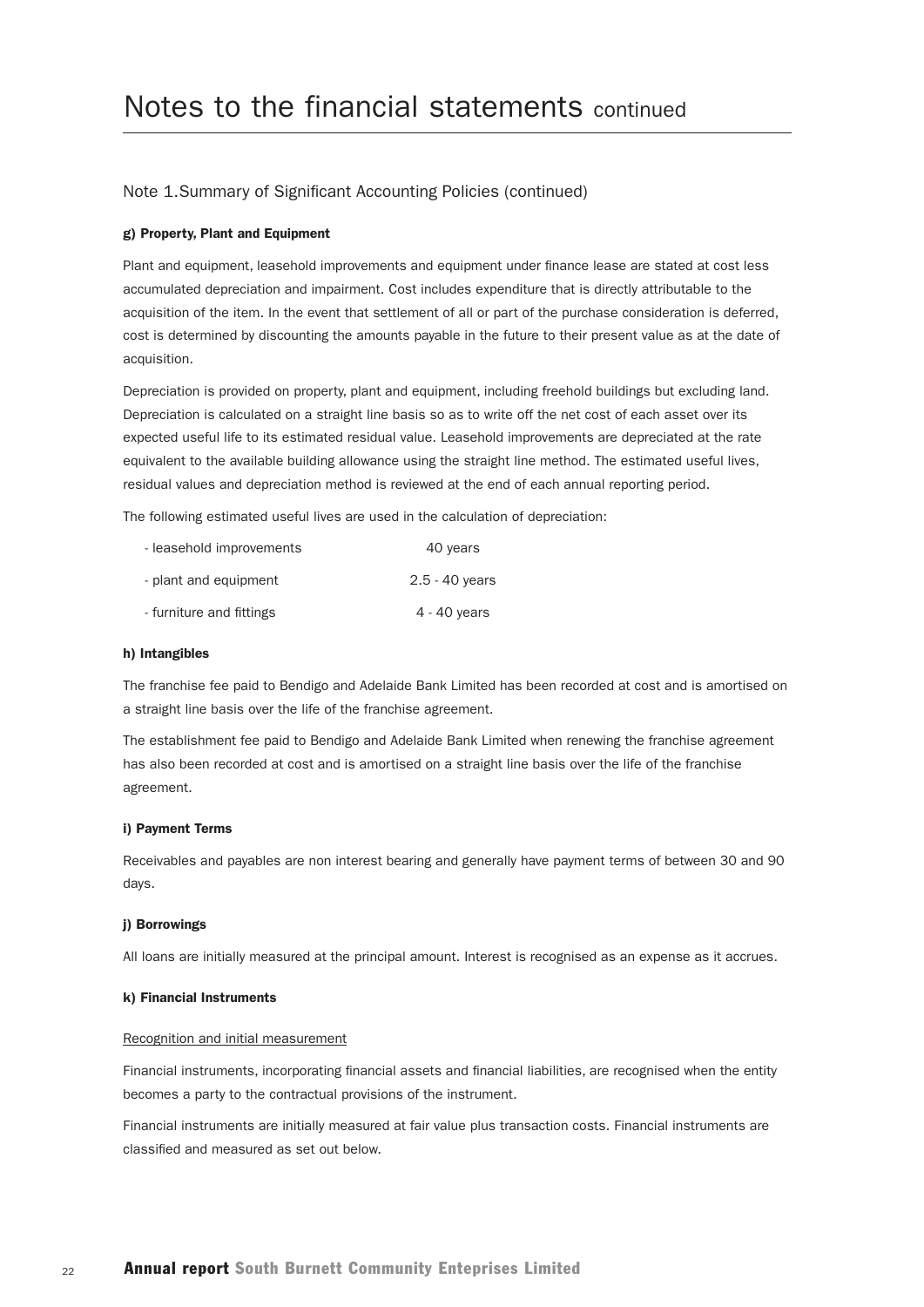# Notes to the financial statements continued

## Note 1.Summary of Significant Accounting Policies (continued)

**g) Property, Plant and Equipment**

Plant and equipment, leasehold improvements and equipment under finance lease are stated at cost less accumulated depreciation and impairment. Cost includes expenditure that is directly attributable to the acquisition of the item. In the event that settlement of all or part of the purchase consideration is deferred, cost is determined by discounting the amounts payable in the future to their present value as at the date of acquisition.

Depreciation is provided on property, plant and equipment, including freehold buildings but excluding land. Depreciation is calculated on a straight line basis so as to write off the net cost of each asset over its expected useful life to its estimated residual value. Leasehold improvements are depreciated at the rate equivalent to the available building allowance using the straight line method. The estimated useful lives, residual values and depreciation method is reviewed at the end of each annual reporting period.

The following estimated useful lives are used in the calculation of depreciation:

| | |
|---|---|
| - leasehold improvements | 40 years |
| - plant and equipment | 2.5 - 40 years |
| - furniture and fittings | 4 - 40 years |

**h) Intangibles**

The franchise fee paid to Bendigo and Adelaide Bank Limited has been recorded at cost and is amortised on a straight line basis over the life of the franchise agreement.

The establishment fee paid to Bendigo and Adelaide Bank Limited when renewing the franchise agreement has also been recorded at cost and is amortised on a straight line basis over the life of the franchise agreement.

**i) Payment Terms**

Receivables and payables are non interest bearing and generally have payment terms of between 30 and 90 days.

**j) Borrowings**

All loans are initially measured at the principal amount. Interest is recognised as an expense as it accrues.

**k) Financial Instruments**

Recognition and initial measurement

Financial instruments, incorporating financial assets and financial liabilities, are recognised when the entity becomes a party to the contractual provisions of the instrument.

Financial instruments are initially measured at fair value plus transaction costs. Financial instruments are classified and measured as set out below.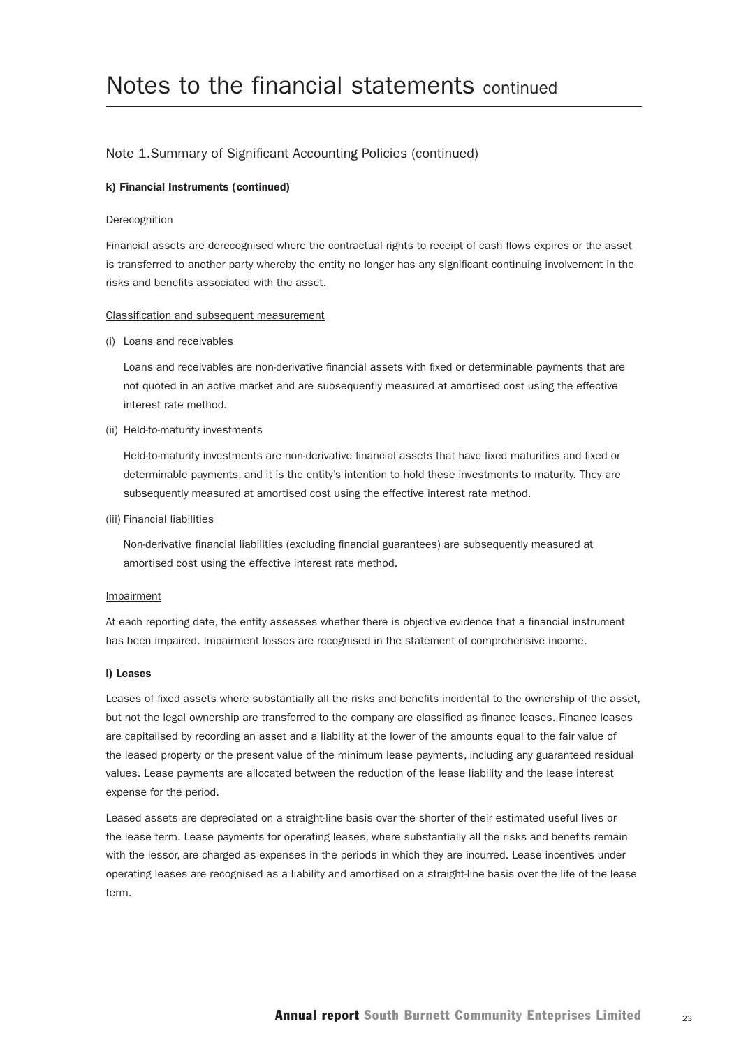# Notes to the financial statements continued

## Note 1.Summary of Significant Accounting Policies (continued)

### k) Financial Instruments (continued)

Derecognition

Financial assets are derecognised where the contractual rights to receipt of cash flows expires or the asset is transferred to another party whereby the entity no longer has any significant continuing involvement in the risks and benefits associated with the asset.

Classification and subsequent measurement

(i) Loans and receivables

Loans and receivables are non-derivative financial assets with fixed or determinable payments that are not quoted in an active market and are subsequently measured at amortised cost using the effective interest rate method.

(ii) Held-to-maturity investments

Held-to-maturity investments are non-derivative financial assets that have fixed maturities and fixed or determinable payments, and it is the entity's intention to hold these investments to maturity. They are subsequently measured at amortised cost using the effective interest rate method.

(iii) Financial liabilities

Non-derivative financial liabilities (excluding financial guarantees) are subsequently measured at amortised cost using the effective interest rate method.

Impairment

At each reporting date, the entity assesses whether there is objective evidence that a financial instrument has been impaired. Impairment losses are recognised in the statement of comprehensive income.

### l) Leases

Leases of fixed assets where substantially all the risks and benefits incidental to the ownership of the asset, but not the legal ownership are transferred to the company are classified as finance leases. Finance leases are capitalised by recording an asset and a liability at the lower of the amounts equal to the fair value of the leased property or the present value of the minimum lease payments, including any guaranteed residual values. Lease payments are allocated between the reduction of the lease liability and the lease interest expense for the period.

Leased assets are depreciated on a straight-line basis over the shorter of their estimated useful lives or the lease term. Lease payments for operating leases, where substantially all the risks and benefits remain with the lessor, are charged as expenses in the periods in which they are incurred. Lease incentives under operating leases are recognised as a liability and amortised on a straight-line basis over the life of the lease term.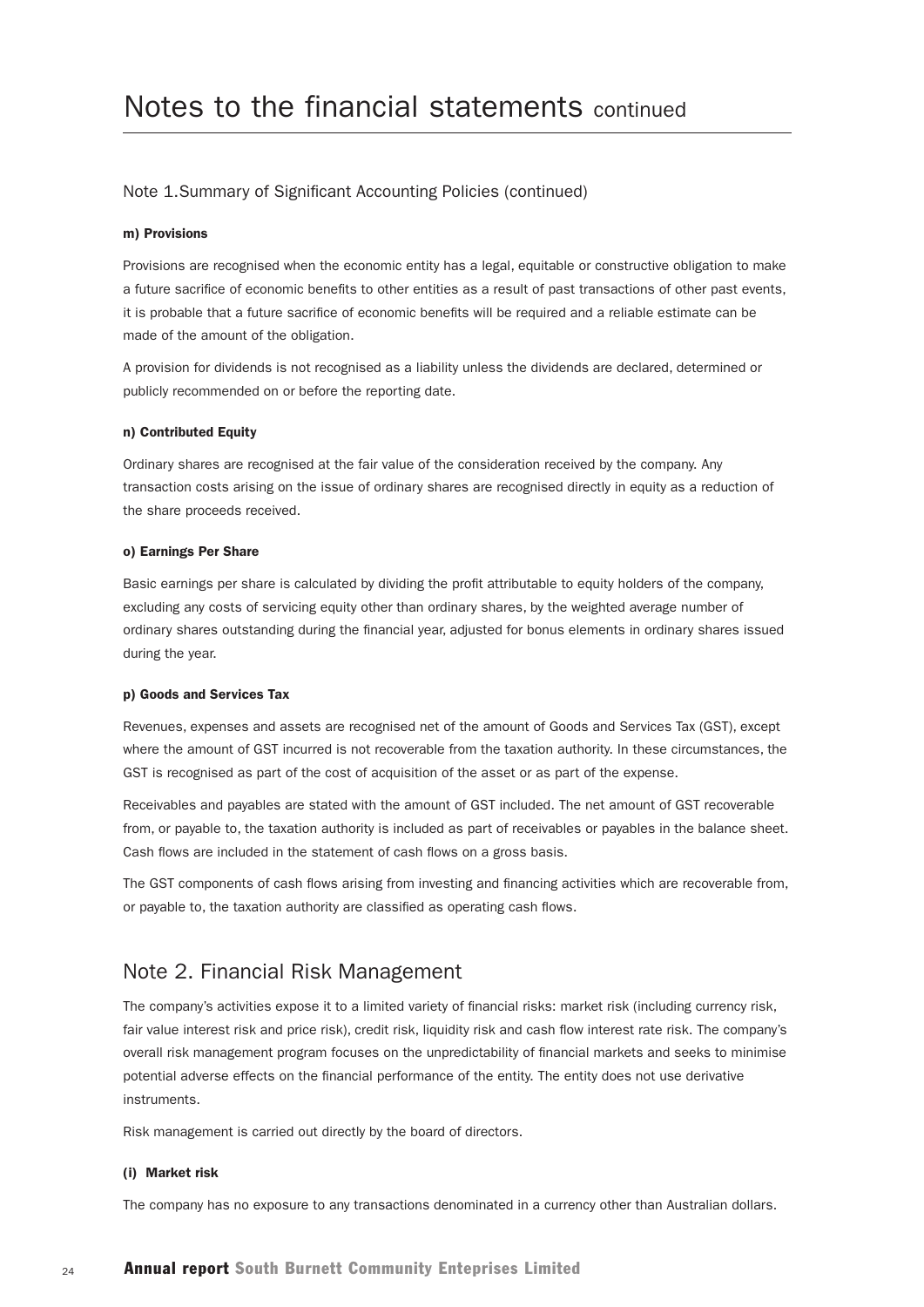# Notes to the financial statements continued

## Note 1.Summary of Significant Accounting Policies (continued)

**m) Provisions**

Provisions are recognised when the economic entity has a legal, equitable or constructive obligation to make a future sacrifice of economic benefits to other entities as a result of past transactions of other past events, it is probable that a future sacrifice of economic benefits will be required and a reliable estimate can be made of the amount of the obligation.

A provision for dividends is not recognised as a liability unless the dividends are declared, determined or publicly recommended on or before the reporting date.

**n) Contributed Equity**

Ordinary shares are recognised at the fair value of the consideration received by the company. Any transaction costs arising on the issue of ordinary shares are recognised directly in equity as a reduction of the share proceeds received.

**o) Earnings Per Share**

Basic earnings per share is calculated by dividing the profit attributable to equity holders of the company, excluding any costs of servicing equity other than ordinary shares, by the weighted average number of ordinary shares outstanding during the financial year, adjusted for bonus elements in ordinary shares issued during the year.

**p) Goods and Services Tax**

Revenues, expenses and assets are recognised net of the amount of Goods and Services Tax (GST), except where the amount of GST incurred is not recoverable from the taxation authority. In these circumstances, the GST is recognised as part of the cost of acquisition of the asset or as part of the expense.

Receivables and payables are stated with the amount of GST included. The net amount of GST recoverable from, or payable to, the taxation authority is included as part of receivables or payables in the balance sheet. Cash flows are included in the statement of cash flows on a gross basis.

The GST components of cash flows arising from investing and financing activities which are recoverable from, or payable to, the taxation authority are classified as operating cash flows.

## Note 2. Financial Risk Management

The company's activities expose it to a limited variety of financial risks: market risk (including currency risk, fair value interest risk and price risk), credit risk, liquidity risk and cash flow interest rate risk. The company's overall risk management program focuses on the unpredictability of financial markets and seeks to minimise potential adverse effects on the financial performance of the entity. The entity does not use derivative instruments.

Risk management is carried out directly by the board of directors.

**(i) Market risk**

The company has no exposure to any transactions denominated in a currency other than Australian dollars.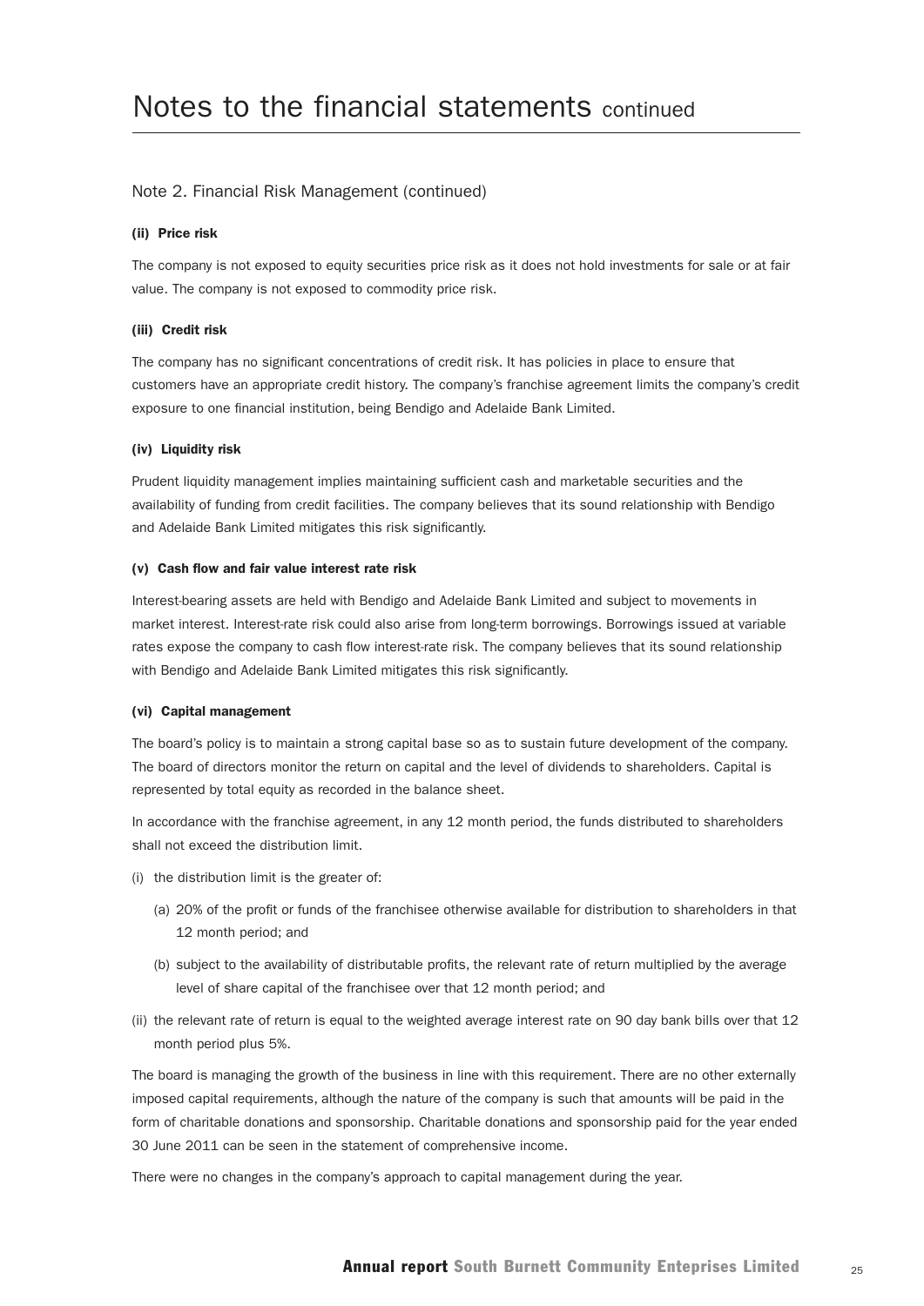# Notes to the financial statements continued

## Note 2. Financial Risk Management (continued)

**(ii) Price risk**

The company is not exposed to equity securities price risk as it does not hold investments for sale or at fair value. The company is not exposed to commodity price risk.

**(iii) Credit risk**

The company has no significant concentrations of credit risk. It has policies in place to ensure that customers have an appropriate credit history. The company's franchise agreement limits the company's credit exposure to one financial institution, being Bendigo and Adelaide Bank Limited.

**(iv) Liquidity risk**

Prudent liquidity management implies maintaining sufficient cash and marketable securities and the availability of funding from credit facilities. The company believes that its sound relationship with Bendigo and Adelaide Bank Limited mitigates this risk significantly.

**(v) Cash flow and fair value interest rate risk**

Interest-bearing assets are held with Bendigo and Adelaide Bank Limited and subject to movements in market interest. Interest-rate risk could also arise from long-term borrowings. Borrowings issued at variable rates expose the company to cash flow interest-rate risk. The company believes that its sound relationship with Bendigo and Adelaide Bank Limited mitigates this risk significantly.

**(vi) Capital management**

The board's policy is to maintain a strong capital base so as to sustain future development of the company. The board of directors monitor the return on capital and the level of dividends to shareholders. Capital is represented by total equity as recorded in the balance sheet.

In accordance with the franchise agreement, in any 12 month period, the funds distributed to shareholders shall not exceed the distribution limit.

(i) the distribution limit is the greater of:

  (a) 20% of the profit or funds of the franchisee otherwise available for distribution to shareholders in that 12 month period; and

  (b) subject to the availability of distributable profits, the relevant rate of return multiplied by the average level of share capital of the franchisee over that 12 month period; and

(ii) the relevant rate of return is equal to the weighted average interest rate on 90 day bank bills over that 12 month period plus 5%.

The board is managing the growth of the business in line with this requirement. There are no other externally imposed capital requirements, although the nature of the company is such that amounts will be paid in the form of charitable donations and sponsorship. Charitable donations and sponsorship paid for the year ended 30 June 2011 can be seen in the statement of comprehensive income.

There were no changes in the company's approach to capital management during the year.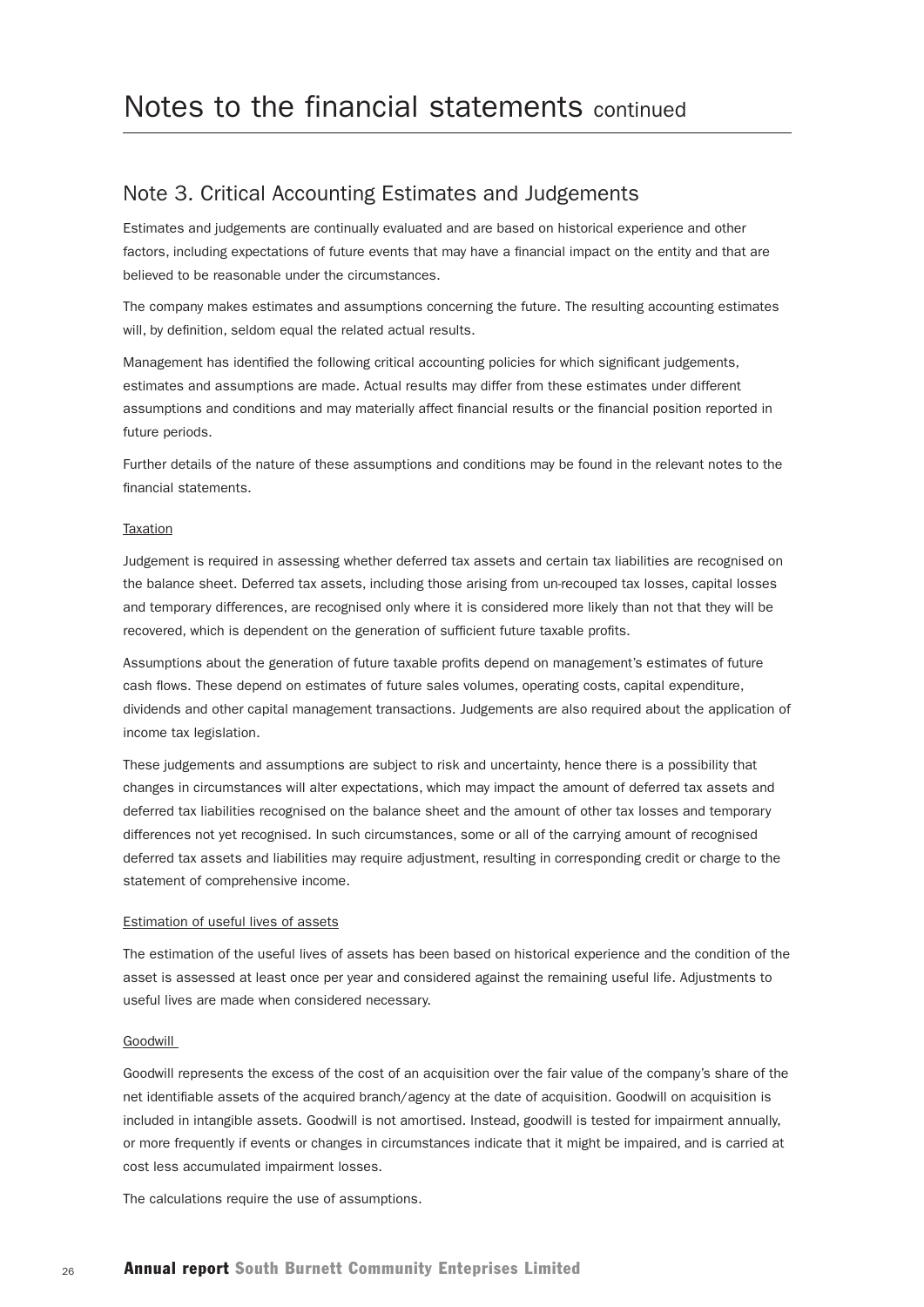# Notes to the financial statements continued

## Note 3. Critical Accounting Estimates and Judgements

Estimates and judgements are continually evaluated and are based on historical experience and other factors, including expectations of future events that may have a financial impact on the entity and that are believed to be reasonable under the circumstances.

The company makes estimates and assumptions concerning the future. The resulting accounting estimates will, by definition, seldom equal the related actual results.

Management has identified the following critical accounting policies for which significant judgements, estimates and assumptions are made. Actual results may differ from these estimates under different assumptions and conditions and may materially affect financial results or the financial position reported in future periods.

Further details of the nature of these assumptions and conditions may be found in the relevant notes to the financial statements.

### Taxation

Judgement is required in assessing whether deferred tax assets and certain tax liabilities are recognised on the balance sheet. Deferred tax assets, including those arising from un-recouped tax losses, capital losses and temporary differences, are recognised only where it is considered more likely than not that they will be recovered, which is dependent on the generation of sufficient future taxable profits.

Assumptions about the generation of future taxable profits depend on management's estimates of future cash flows. These depend on estimates of future sales volumes, operating costs, capital expenditure, dividends and other capital management transactions. Judgements are also required about the application of income tax legislation.

These judgements and assumptions are subject to risk and uncertainty, hence there is a possibility that changes in circumstances will alter expectations, which may impact the amount of deferred tax assets and deferred tax liabilities recognised on the balance sheet and the amount of other tax losses and temporary differences not yet recognised. In such circumstances, some or all of the carrying amount of recognised deferred tax assets and liabilities may require adjustment, resulting in corresponding credit or charge to the statement of comprehensive income.

### Estimation of useful lives of assets

The estimation of the useful lives of assets has been based on historical experience and the condition of the asset is assessed at least once per year and considered against the remaining useful life. Adjustments to useful lives are made when considered necessary.

### Goodwill

Goodwill represents the excess of the cost of an acquisition over the fair value of the company's share of the net identifiable assets of the acquired branch/agency at the date of acquisition. Goodwill on acquisition is included in intangible assets. Goodwill is not amortised. Instead, goodwill is tested for impairment annually, or more frequently if events or changes in circumstances indicate that it might be impaired, and is carried at cost less accumulated impairment losses.

The calculations require the use of assumptions.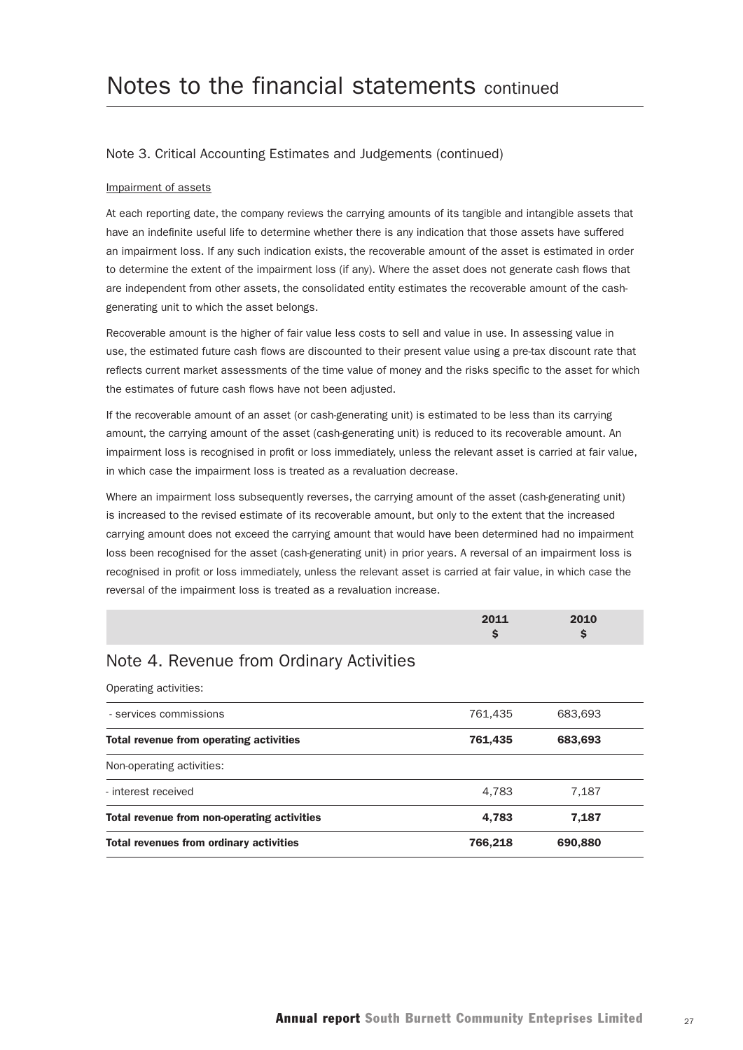# Notes to the financial statements continued

## Note 3. Critical Accounting Estimates and Judgements (continued)

Impairment of assets

At each reporting date, the company reviews the carrying amounts of its tangible and intangible assets that have an indefinite useful life to determine whether there is any indication that those assets have suffered an impairment loss. If any such indication exists, the recoverable amount of the asset is estimated in order to determine the extent of the impairment loss (if any). Where the asset does not generate cash flows that are independent from other assets, the consolidated entity estimates the recoverable amount of the cash-generating unit to which the asset belongs.

Recoverable amount is the higher of fair value less costs to sell and value in use. In assessing value in use, the estimated future cash flows are discounted to their present value using a pre-tax discount rate that reflects current market assessments of the time value of money and the risks specific to the asset for which the estimates of future cash flows have not been adjusted.

If the recoverable amount of an asset (or cash-generating unit) is estimated to be less than its carrying amount, the carrying amount of the asset (cash-generating unit) is reduced to its recoverable amount. An impairment loss is recognised in profit or loss immediately, unless the relevant asset is carried at fair value, in which case the impairment loss is treated as a revaluation decrease.

Where an impairment loss subsequently reverses, the carrying amount of the asset (cash-generating unit) is increased to the revised estimate of its recoverable amount, but only to the extent that the increased carrying amount does not exceed the carrying amount that would have been determined had no impairment loss been recognised for the asset (cash-generating unit) in prior years. A reversal of an impairment loss is recognised in profit or loss immediately, unless the relevant asset is carried at fair value, in which case the reversal of the impairment loss is treated as a revaluation increase.

## Note 4. Revenue from Ordinary Activities

| | 2011 $ | 2010 $ |
|---|---|---|
| Operating activities: | | |
| - services commissions | 761,435 | 683,693 |
| **Total revenue from operating activities** | **761,435** | **683,693** |
| Non-operating activities: | | |
| - interest received | 4,783 | 7,187 |
| **Total revenue from non-operating activities** | **4,783** | **7,187** |
| **Total revenues from ordinary activities** | **766,218** | **690,880** |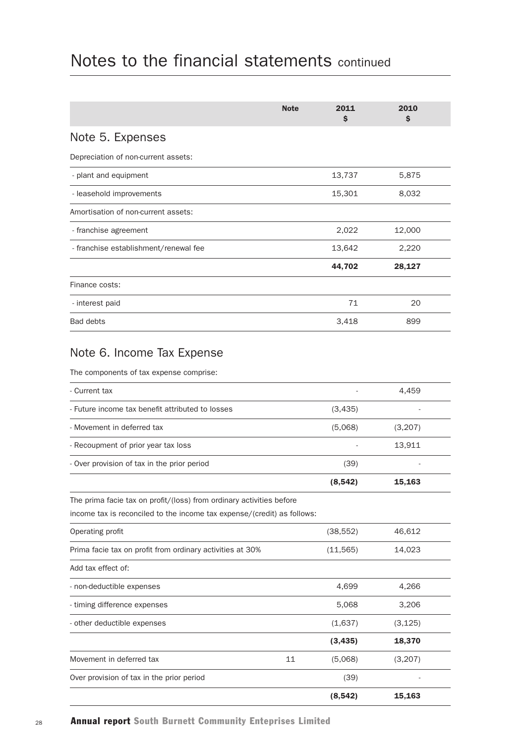# Notes to the financial statements continued

| | Note | 2011 $ | 2010 $ |
|---|---|---|---|
| **Note 5. Expenses** | | | |
| Depreciation of non-current assets: | | | |
| - plant and equipment | | 13,737 | 5,875 |
| - leasehold improvements | | 15,301 | 8,032 |
| Amortisation of non-current assets: | | | |
| - franchise agreement | | 2,022 | 12,000 |
| - franchise establishment/renewal fee | | 13,642 | 2,220 |
| | | **44,702** | **28,127** |
| Finance costs: | | | |
| - interest paid | | 71 | 20 |
| Bad debts | | 3,418 | 899 |

## Note 6. Income Tax Expense

The components of tax expense comprise:

| | Note | 2011 $ | 2010 $ |
|---|---|---|---|
| - Current tax | | - | 4,459 |
| - Future income tax benefit attributed to losses | | (3,435) | - |
| - Movement in deferred tax | | (5,068) | (3,207) |
| - Recoupment of prior year tax loss | | - | 13,911 |
| - Over provision of tax in the prior period | | (39) | - |
| | | **(8,542)** | **15,163** |

The prima facie tax on profit/(loss) from ordinary activities before income tax is reconciled to the income tax expense/(credit) as follows:

| | Note | 2011 $ | 2010 $ |
|---|---|---|---|
| Operating profit | | (38,552) | 46,612 |
| Prima facie tax on profit from ordinary activities at 30% | | (11,565) | 14,023 |
| Add tax effect of: | | | |
| - non-deductible expenses | | 4,699 | 4,266 |
| - timing difference expenses | | 5,068 | 3,206 |
| - other deductible expenses | | (1,637) | (3,125) |
| | | **(3,435)** | **18,370** |
| Movement in deferred tax | 11 | (5,068) | (3,207) |
| Over provision of tax in the prior period | | (39) | - |
| | | **(8,542)** | **15,163** |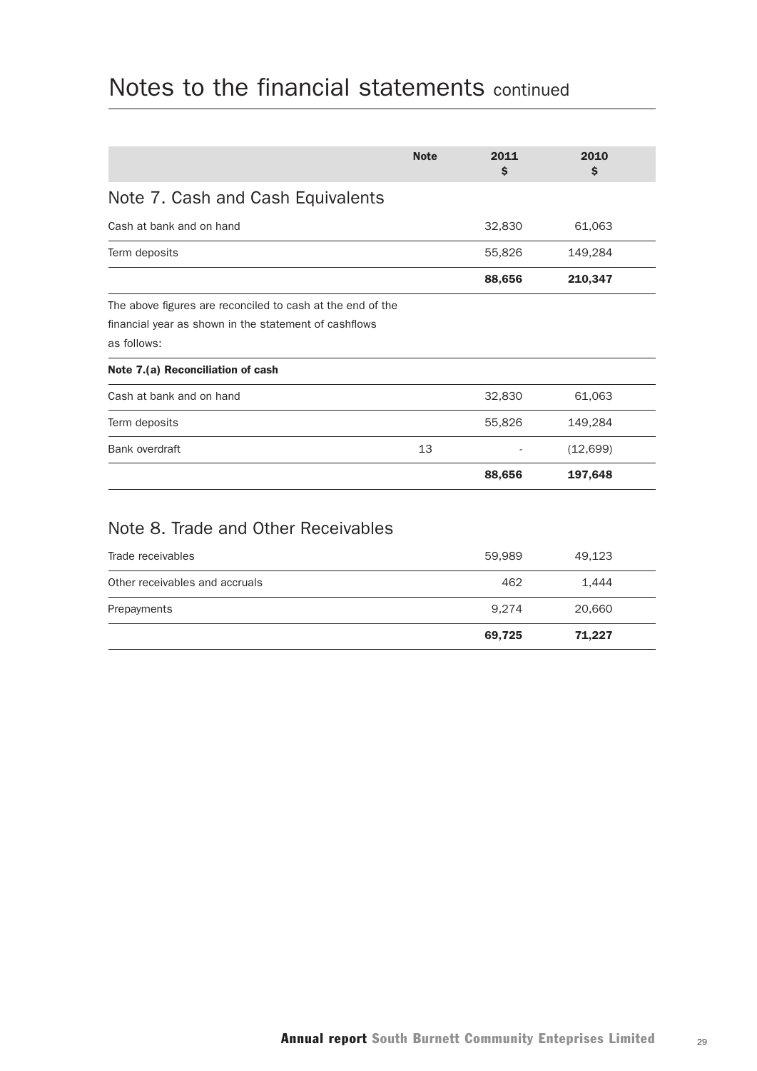# Notes to the financial statements continued

| | Note | 2011 $ | 2010 $ |
|---|---|---|---|
| **Note 7. Cash and Cash Equivalents** | | | |
| Cash at bank and on hand | | 32,830 | 61,063 |
| Term deposits | | 55,826 | 149,284 |
| | | **88,656** | **210,347** |
| The above figures are reconciled to cash at the end of the financial year as shown in the statement of cashflows as follows: | | | |
| **Note 7.(a) Reconciliation of cash** | | | |
| Cash at bank and on hand | | 32,830 | 61,063 |
| Term deposits | | 55,826 | 149,284 |
| Bank overdraft | 13 | - | (12,699) |
| | | **88,656** | **197,648** |

## Note 8. Trade and Other Receivables

| | Note | 2011 $ | 2010 $ |
|---|---|---|---|
| Trade receivables | | 59,989 | 49,123 |
| Other receivables and accruals | | 462 | 1,444 |
| Prepayments | | 9,274 | 20,660 |
| | | **69,725** | **71,227** |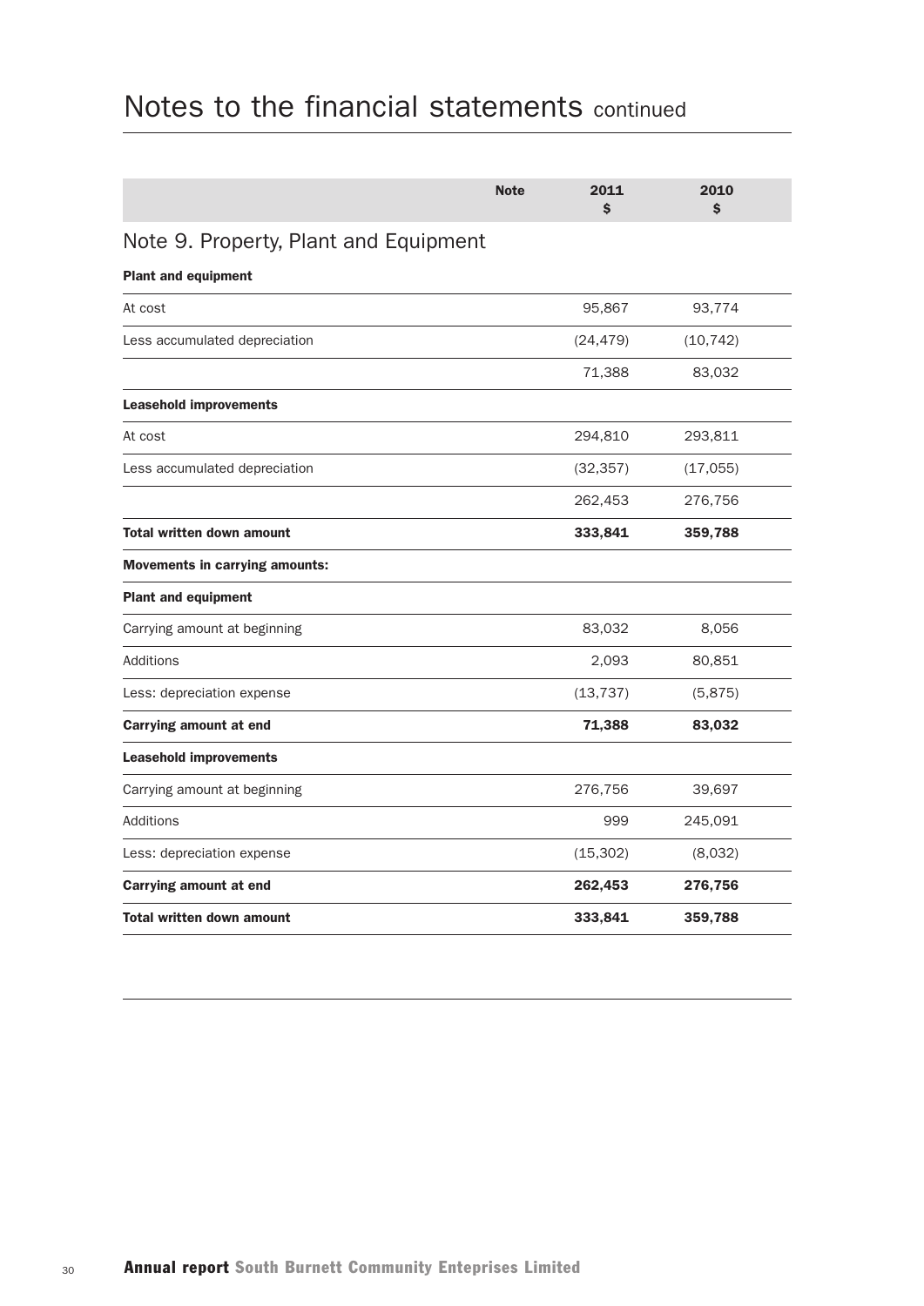# Notes to the financial statements continued

| | Note | 2011 $ | 2010 $ |
|---|---|---|---|

## Note 9. Property, Plant and Equipment

| | Note | 2011 $ | 2010 $ |
|---|---|---|---|
| **Plant and equipment** | | | |
| At cost | | 95,867 | 93,774 |
| Less accumulated depreciation | | (24,479) | (10,742) |
| | | 71,388 | 83,032 |
| **Leasehold improvements** | | | |
| At cost | | 294,810 | 293,811 |
| Less accumulated depreciation | | (32,357) | (17,055) |
| | | 262,453 | 276,756 |
| **Total written down amount** | | **333,841** | **359,788** |
| **Movements in carrying amounts:** | | | |
| **Plant and equipment** | | | |
| Carrying amount at beginning | | 83,032 | 8,056 |
| Additions | | 2,093 | 80,851 |
| Less: depreciation expense | | (13,737) | (5,875) |
| **Carrying amount at end** | | **71,388** | **83,032** |
| **Leasehold improvements** | | | |
| Carrying amount at beginning | | 276,756 | 39,697 |
| Additions | | 999 | 245,091 |
| Less: depreciation expense | | (15,302) | (8,032) |
| **Carrying amount at end** | | **262,453** | **276,756** |
| **Total written down amount** | | **333,841** | **359,788** |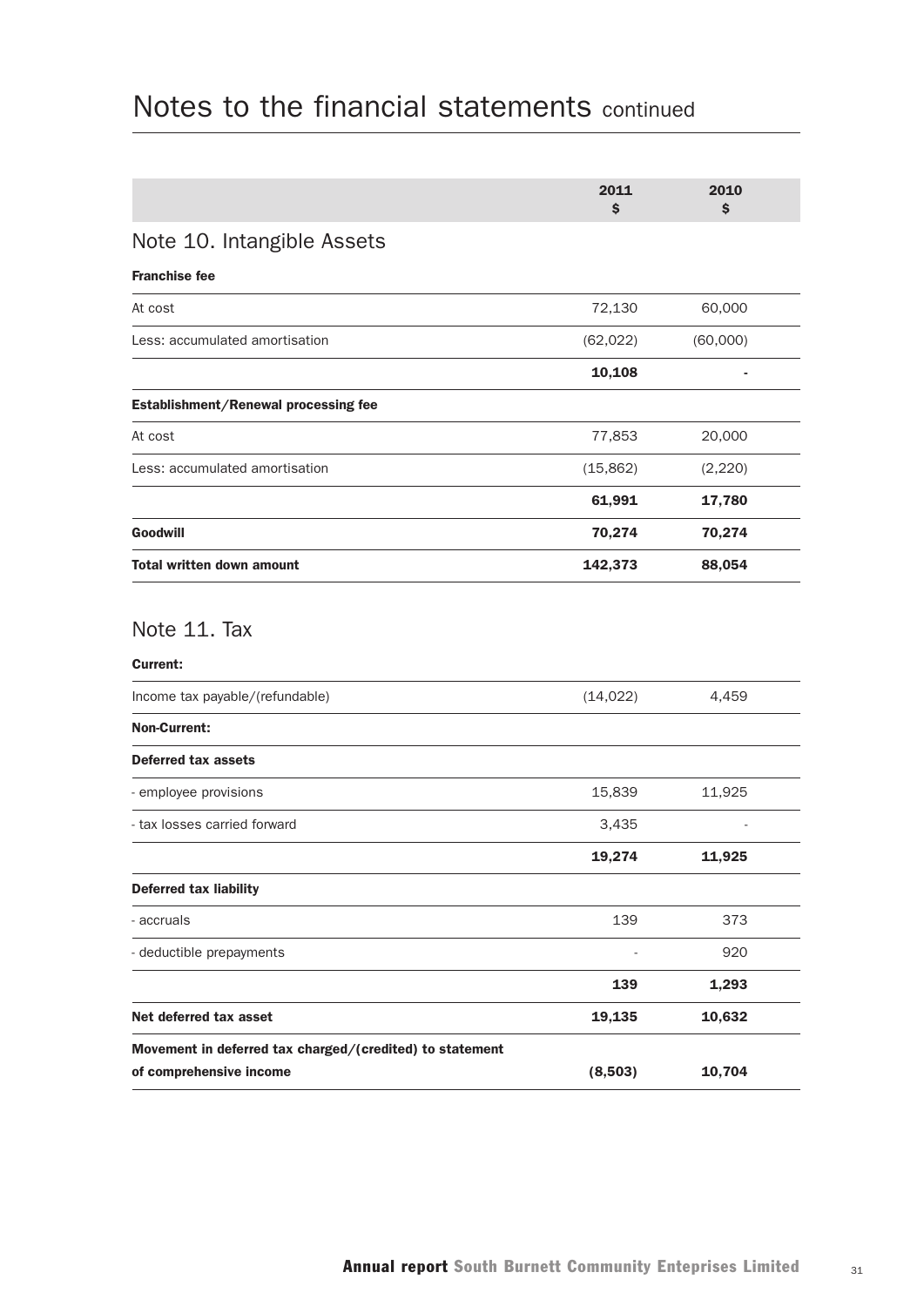# Notes to the financial statements continued

| | 2011 $ | 2010 $ |
|---|---|---|

## Note 10. Intangible Assets

| | 2011 $ | 2010 $ |
|---|---|---|
| **Franchise fee** | | |
| At cost | 72,130 | 60,000 |
| Less: accumulated amortisation | (62,022) | (60,000) |
| | **10,108** | **-** |
| **Establishment/Renewal processing fee** | | |
| At cost | 77,853 | 20,000 |
| Less: accumulated amortisation | (15,862) | (2,220) |
| | **61,991** | **17,780** |
| **Goodwill** | **70,274** | **70,274** |
| **Total written down amount** | **142,373** | **88,054** |

## Note 11. Tax

| | 2011 $ | 2010 $ |
|---|---|---|
| **Current:** | | |
| Income tax payable/(refundable) | (14,022) | 4,459 |
| **Non-Current:** | | |
| **Deferred tax assets** | | |
| - employee provisions | 15,839 | 11,925 |
| - tax losses carried forward | 3,435 | - |
| | **19,274** | **11,925** |
| **Deferred tax liability** | | |
| - accruals | 139 | 373 |
| - deductible prepayments | - | 920 |
| | **139** | **1,293** |
| **Net deferred tax asset** | **19,135** | **10,632** |
| **Movement in deferred tax charged/(credited) to statement of comprehensive income** | **(8,503)** | **10,704** |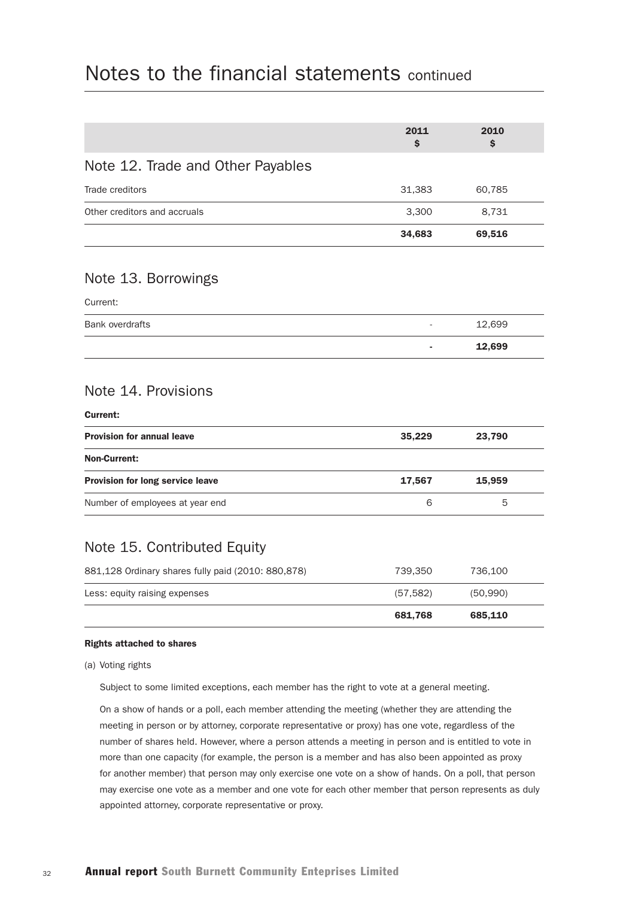# Notes to the financial statements continued

| | 2011 $ | 2010 $ |
|---|---|---|
| **Note 12. Trade and Other Payables** | | |
| Trade creditors | 31,383 | 60,785 |
| Other creditors and accruals | 3,300 | 8,731 |
| | **34,683** | **69,516** |

## Note 13. Borrowings

| | 2011 $ | 2010 $ |
|---|---|---|
| Current: | | |
| Bank overdrafts | - | 12,699 |
| | **-** | **12,699** |

## Note 14. Provisions

| | 2011 $ | 2010 $ |
|---|---|---|
| **Current:** | | |
| **Provision for annual leave** | **35,229** | **23,790** |
| **Non-Current:** | | |
| **Provision for long service leave** | **17,567** | **15,959** |
| Number of employees at year end | 6 | 5 |

## Note 15. Contributed Equity

| | 2011 $ | 2010 $ |
|---|---|---|
| 881,128 Ordinary shares fully paid (2010: 880,878) | 739,350 | 736,100 |
| Less: equity raising expenses | (57,582) | (50,990) |
| | **681,768** | **685,110** |

**Rights attached to shares**

(a) Voting rights

Subject to some limited exceptions, each member has the right to vote at a general meeting.

On a show of hands or a poll, each member attending the meeting (whether they are attending the meeting in person or by attorney, corporate representative or proxy) has one vote, regardless of the number of shares held. However, where a person attends a meeting in person and is entitled to vote in more than one capacity (for example, the person is a member and has also been appointed as proxy for another member) that person may only exercise one vote on a show of hands. On a poll, that person may exercise one vote as a member and one vote for each other member that person represents as duly appointed attorney, corporate representative or proxy.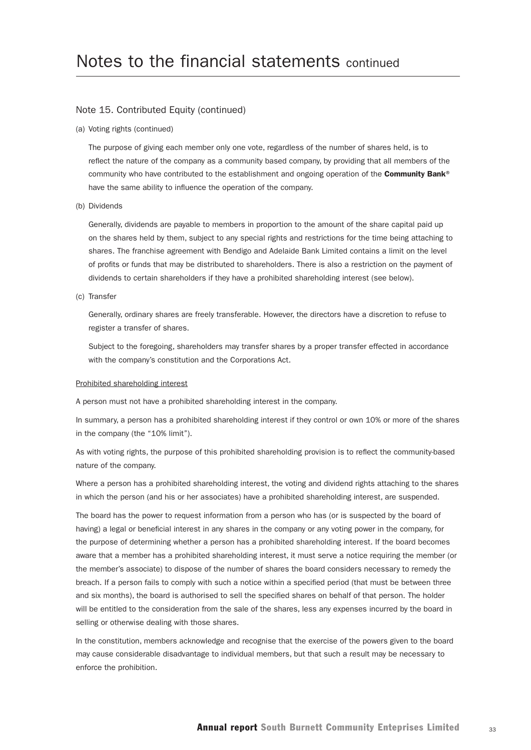# Notes to the financial statements continued

## Note 15. Contributed Equity (continued)

(a) Voting rights (continued)

The purpose of giving each member only one vote, regardless of the number of shares held, is to reflect the nature of the company as a community based company, by providing that all members of the community who have contributed to the establishment and ongoing operation of the **Community Bank®** have the same ability to influence the operation of the company.

(b) Dividends

Generally, dividends are payable to members in proportion to the amount of the share capital paid up on the shares held by them, subject to any special rights and restrictions for the time being attaching to shares. The franchise agreement with Bendigo and Adelaide Bank Limited contains a limit on the level of profits or funds that may be distributed to shareholders. There is also a restriction on the payment of dividends to certain shareholders if they have a prohibited shareholding interest (see below).

(c) Transfer

Generally, ordinary shares are freely transferable. However, the directors have a discretion to refuse to register a transfer of shares.

Subject to the foregoing, shareholders may transfer shares by a proper transfer effected in accordance with the company's constitution and the Corporations Act.

Prohibited shareholding interest

A person must not have a prohibited shareholding interest in the company.

In summary, a person has a prohibited shareholding interest if they control or own 10% or more of the shares in the company (the "10% limit").

As with voting rights, the purpose of this prohibited shareholding provision is to reflect the community-based nature of the company.

Where a person has a prohibited shareholding interest, the voting and dividend rights attaching to the shares in which the person (and his or her associates) have a prohibited shareholding interest, are suspended.

The board has the power to request information from a person who has (or is suspected by the board of having) a legal or beneficial interest in any shares in the company or any voting power in the company, for the purpose of determining whether a person has a prohibited shareholding interest. If the board becomes aware that a member has a prohibited shareholding interest, it must serve a notice requiring the member (or the member's associate) to dispose of the number of shares the board considers necessary to remedy the breach. If a person fails to comply with such a notice within a specified period (that must be between three and six months), the board is authorised to sell the specified shares on behalf of that person. The holder will be entitled to the consideration from the sale of the shares, less any expenses incurred by the board in selling or otherwise dealing with those shares.

In the constitution, members acknowledge and recognise that the exercise of the powers given to the board may cause considerable disadvantage to individual members, but that such a result may be necessary to enforce the prohibition.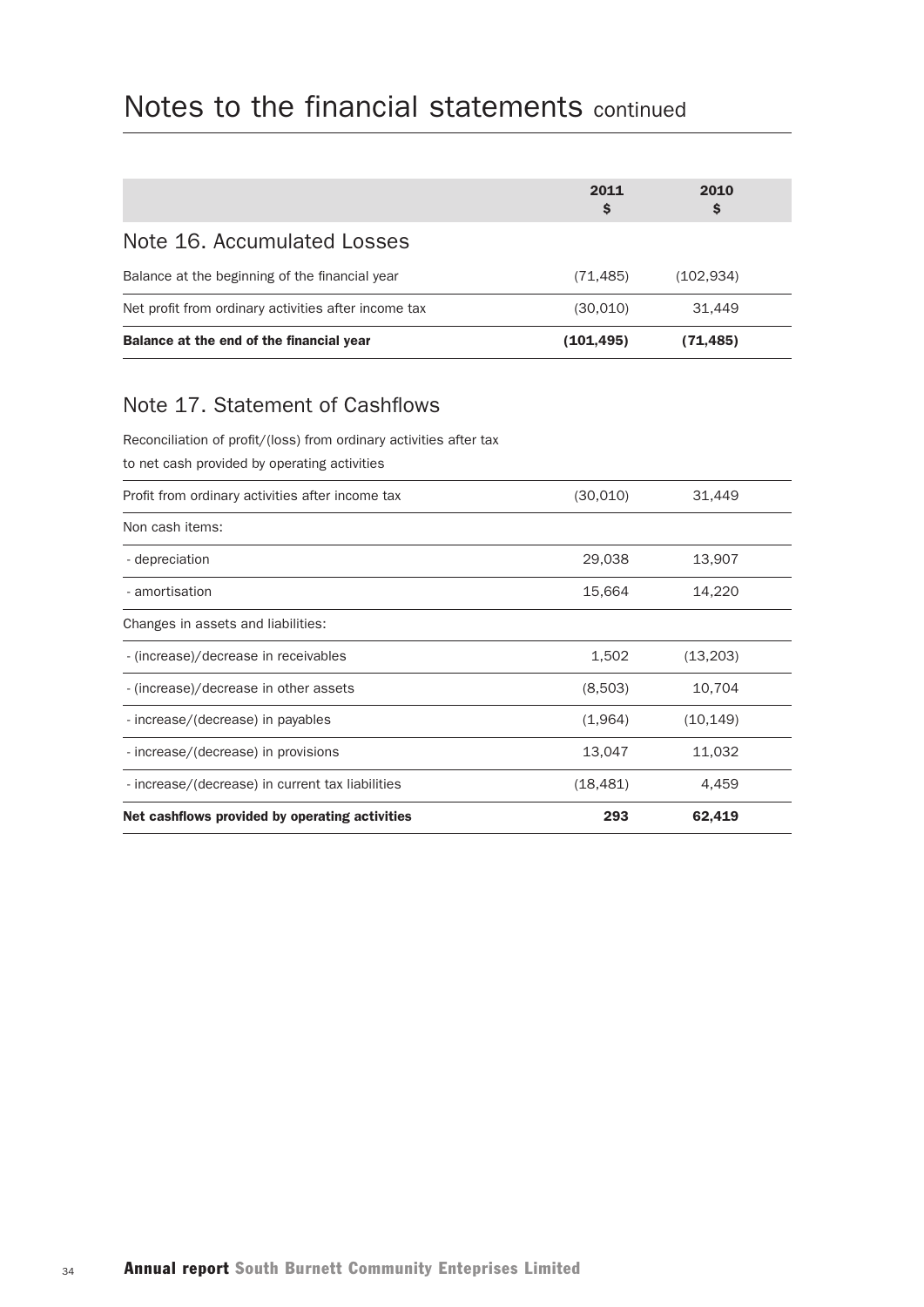# Notes to the financial statements continued

| | 2011 $ | 2010 $ |
|---|---|---|

## Note 16. Accumulated Losses

| | 2011 $ | 2010 $ |
|---|---|---|
| Balance at the beginning of the financial year | (71,485) | (102,934) |
| Net profit from ordinary activities after income tax | (30,010) | 31,449 |
| **Balance at the end of the financial year** | **(101,495)** | **(71,485)** |

## Note 17. Statement of Cashflows

Reconciliation of profit/(loss) from ordinary activities after tax to net cash provided by operating activities

| | 2011 $ | 2010 $ |
|---|---|---|
| Profit from ordinary activities after income tax | (30,010) | 31,449 |
| Non cash items: | | |
| - depreciation | 29,038 | 13,907 |
| - amortisation | 15,664 | 14,220 |
| Changes in assets and liabilities: | | |
| - (increase)/decrease in receivables | 1,502 | (13,203) |
| - (increase)/decrease in other assets | (8,503) | 10,704 |
| - increase/(decrease) in payables | (1,964) | (10,149) |
| - increase/(decrease) in provisions | 13,047 | 11,032 |
| - increase/(decrease) in current tax liabilities | (18,481) | 4,459 |
| **Net cashflows provided by operating activities** | **293** | **62,419** |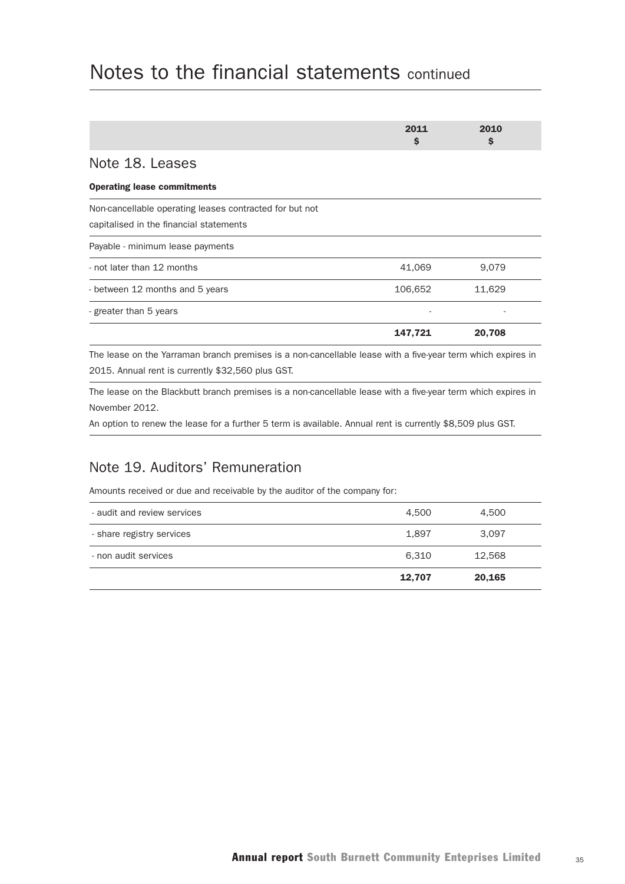# Notes to the financial statements continued

| | 2011 $ | 2010 $ |
|---|---|---|

## Note 18. Leases

**Operating lease commitments**

| | 2011 $ | 2010 $ |
|---|---|---|
| Non-cancellable operating leases contracted for but not capitalised in the financial statements | | |
| Payable - minimum lease payments | | |
| - not later than 12 months | 41,069 | 9,079 |
| - between 12 months and 5 years | 106,652 | 11,629 |
| - greater than 5 years | - | - |
| | **147,721** | **20,708** |

The lease on the Yarraman branch premises is a non-cancellable lease with a five-year term which expires in 2015. Annual rent is currently $32,560 plus GST.

The lease on the Blackbutt branch premises is a non-cancellable lease with a five-year term which expires in November 2012.

An option to renew the lease for a further 5 term is available. Annual rent is currently $8,509 plus GST.

## Note 19. Auditors' Remuneration

Amounts received or due and receivable by the auditor of the company for:

| | 2011 $ | 2010 $ |
|---|---|---|
| - audit and review services | 4,500 | 4,500 |
| - share registry services | 1,897 | 3,097 |
| - non audit services | 6,310 | 12,568 |
| | **12,707** | **20,165** |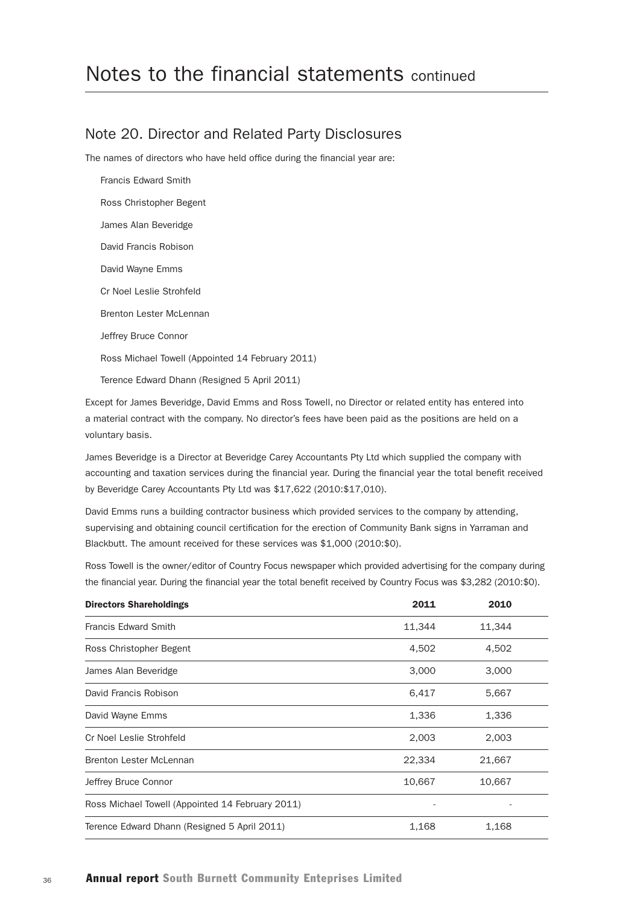# Notes to the financial statements continued

## Note 20. Director and Related Party Disclosures

The names of directors who have held office during the financial year are:

Francis Edward Smith

Ross Christopher Begent

James Alan Beveridge

David Francis Robison

David Wayne Emms

Cr Noel Leslie Strohfeld

Brenton Lester McLennan

Jeffrey Bruce Connor

Ross Michael Towell (Appointed 14 February 2011)

Terence Edward Dhann (Resigned 5 April 2011)

Except for James Beveridge, David Emms and Ross Towell, no Director or related entity has entered into a material contract with the company. No director's fees have been paid as the positions are held on a voluntary basis.

James Beveridge is a Director at Beveridge Carey Accountants Pty Ltd which supplied the company with accounting and taxation services during the financial year. During the financial year the total benefit received by Beveridge Carey Accountants Pty Ltd was $17,622 (2010:$17,010).

David Emms runs a building contractor business which provided services to the company by attending, supervising and obtaining council certification for the erection of Community Bank signs in Yarraman and Blackbutt. The amount received for these services was $1,000 (2010:$0).

Ross Towell is the owner/editor of Country Focus newspaper which provided advertising for the company during the financial year. During the financial year the total benefit received by Country Focus was $3,282 (2010:$0).

| Directors Shareholdings | 2011 | 2010 |
|---|---|---|
| Francis Edward Smith | 11,344 | 11,344 |
| Ross Christopher Begent | 4,502 | 4,502 |
| James Alan Beveridge | 3,000 | 3,000 |
| David Francis Robison | 6,417 | 5,667 |
| David Wayne Emms | 1,336 | 1,336 |
| Cr Noel Leslie Strohfeld | 2,003 | 2,003 |
| Brenton Lester McLennan | 22,334 | 21,667 |
| Jeffrey Bruce Connor | 10,667 | 10,667 |
| Ross Michael Towell (Appointed 14 February 2011) | - | - |
| Terence Edward Dhann (Resigned 5 April 2011) | 1,168 | 1,168 |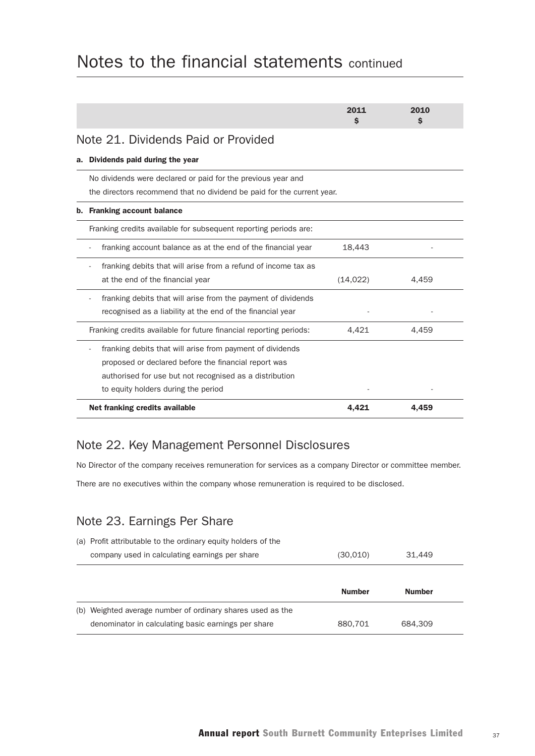# Notes to the financial statements continued

| | 2011 $ | 2010 $ |
|---|---|---|

## Note 21. Dividends Paid or Provided

**a. Dividends paid during the year**

No dividends were declared or paid for the previous year and the directors recommend that no dividend be paid for the current year.

| | 2011 $ | 2010 $ |
|---|---|---|
| **b. Franking account balance** | | |
| Franking credits available for subsequent reporting periods are: | | |
| - franking account balance as at the end of the financial year | 18,443 | - |
| - franking debits that will arise from a refund of income tax as at the end of the financial year | (14,022) | 4,459 |
| - franking debits that will arise from the payment of dividends recognised as a liability at the end of the financial year | - | - |
| Franking credits available for future financial reporting periods: | 4,421 | 4,459 |
| - franking debits that will arise from payment of dividends proposed or declared before the financial report was authorised for use but not recognised as a distribution to equity holders during the period | - | - |
| **Net franking credits available** | **4,421** | **4,459** |

## Note 22. Key Management Personnel Disclosures

No Director of the company receives remuneration for services as a company Director or committee member.

There are no executives within the company whose remuneration is required to be disclosed.

## Note 23. Earnings Per Share

| | 2011 $ | 2010 $ |
|---|---|---|
| (a) Profit attributable to the ordinary equity holders of the company used in calculating earnings per share | (30,010) | 31,449 |

| | Number | Number |
|---|---|---|
| (b) Weighted average number of ordinary shares used as the denominator in calculating basic earnings per share | 880,701 | 684,309 |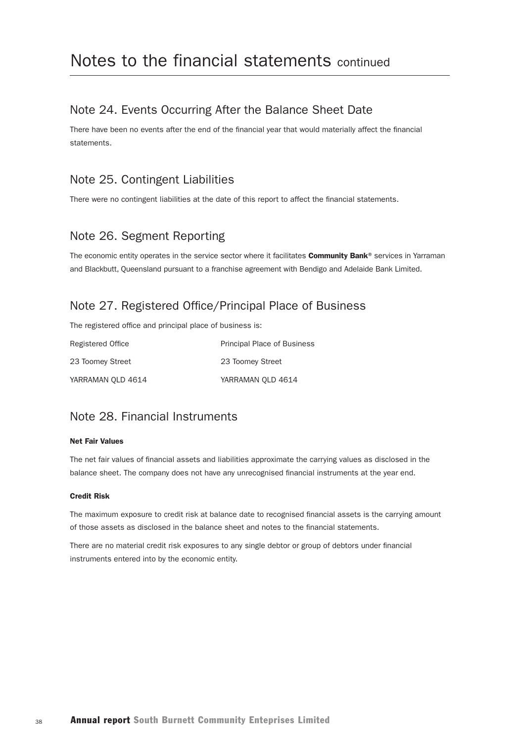# Notes to the financial statements continued

## Note 24. Events Occurring After the Balance Sheet Date

There have been no events after the end of the financial year that would materially affect the financial statements.

## Note 25. Contingent Liabilities

There were no contingent liabilities at the date of this report to affect the financial statements.

## Note 26. Segment Reporting

The economic entity operates in the service sector where it facilitates **Community Bank**® services in Yarraman and Blackbutt, Queensland pursuant to a franchise agreement with Bendigo and Adelaide Bank Limited.

## Note 27. Registered Office/Principal Place of Business

The registered office and principal place of business is:

| Registered Office | Principal Place of Business |
|---|---|
| 23 Toomey Street | 23 Toomey Street |
| YARRAMAN QLD 4614 | YARRAMAN QLD 4614 |

## Note 28. Financial Instruments

**Net Fair Values**

The net fair values of financial assets and liabilities approximate the carrying values as disclosed in the balance sheet. The company does not have any unrecognised financial instruments at the year end.

**Credit Risk**

The maximum exposure to credit risk at balance date to recognised financial assets is the carrying amount of those assets as disclosed in the balance sheet and notes to the financial statements.

There are no material credit risk exposures to any single debtor or group of debtors under financial instruments entered into by the economic entity.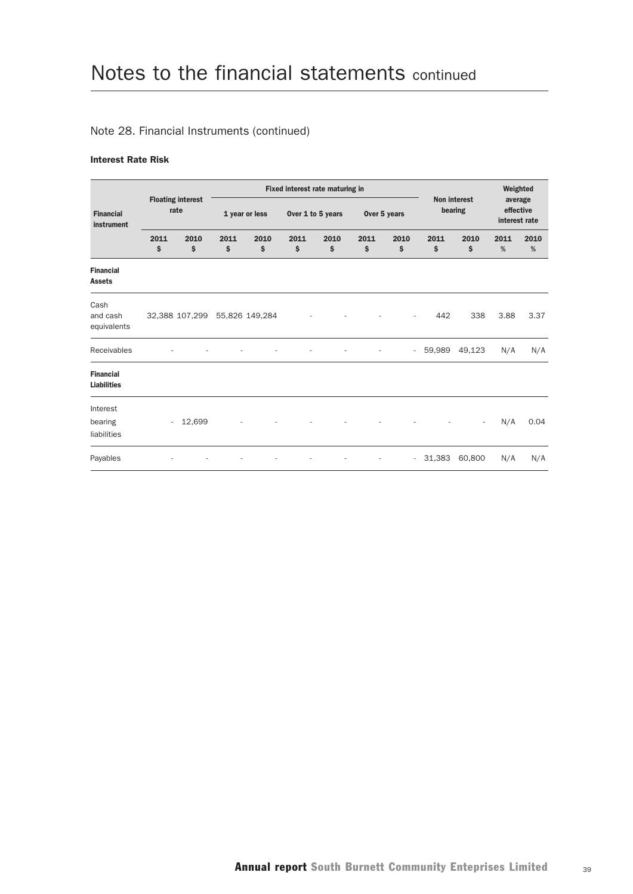# Notes to the financial statements continued

## Note 28. Financial Instruments (continued)

### Interest Rate Risk

| Financial instrument | Floating interest rate | | Fixed interest rate maturing in | | | | | | Non interest bearing | | Weighted average effective interest rate | |
|---|---|---|---|---|---|---|---|---|---|---|---|---|
| | | | 1 year or less | | Over 1 to 5 years | | Over 5 years | | | | | |
| | 2011 $ | 2010 $ | 2011 $ | 2010 $ | 2011 $ | 2010 $ | 2011 $ | 2010 $ | 2011 $ | 2010 $ | 2011 % | 2010 % |
| **Financial Assets** | | | | | | | | | | | | |
| Cash and cash equivalents | 32,388 | 107,299 | 55,826 | 149,284 | - | - | - | - | 442 | 338 | 3.88 | 3.37 |
| Receivables | - | - | - | - | - | - | - | - | 59,989 | 49,123 | N/A | N/A |
| **Financial Liabilities** | | | | | | | | | | | | |
| Interest bearing liabilities | - | 12,699 | - | - | - | - | - | - | - | - | N/A | 0.04 |
| Payables | - | - | - | - | - | - | - | - | 31,383 | 60,800 | N/A | N/A |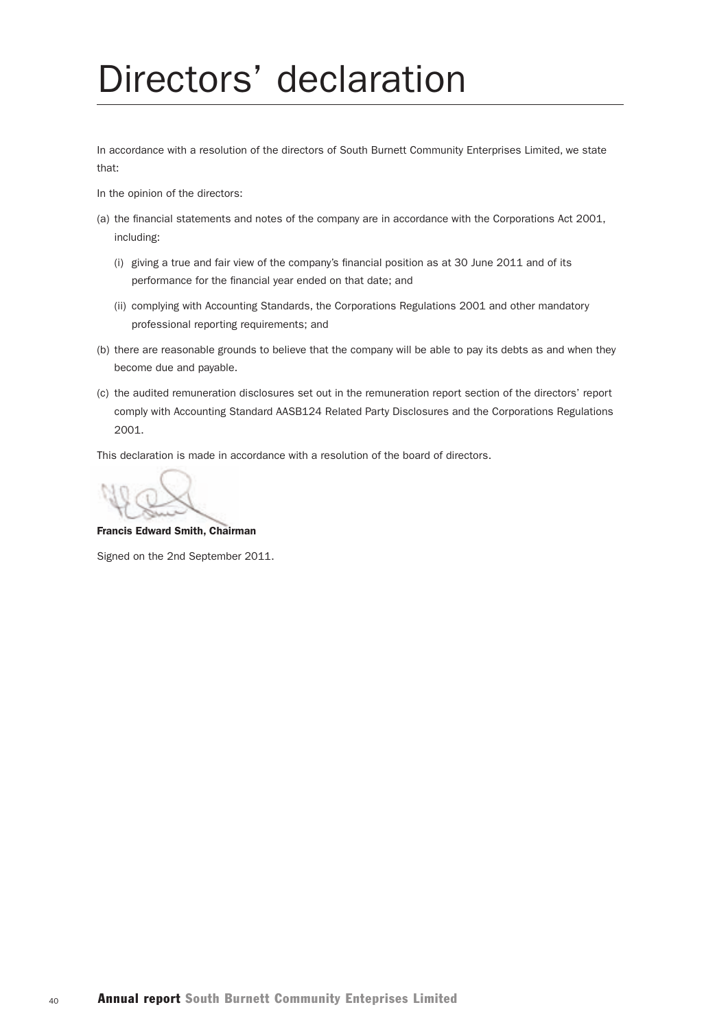# Directors' declaration

In accordance with a resolution of the directors of South Burnett Community Enterprises Limited, we state that:

In the opinion of the directors:

(a) the financial statements and notes of the company are in accordance with the Corporations Act 2001, including:

 (i) giving a true and fair view of the company's financial position as at 30 June 2011 and of its performance for the financial year ended on that date; and

 (ii) complying with Accounting Standards, the Corporations Regulations 2001 and other mandatory professional reporting requirements; and

(b) there are reasonable grounds to believe that the company will be able to pay its debts as and when they become due and payable.

(c) the audited remuneration disclosures set out in the remuneration report section of the directors' report comply with Accounting Standard AASB124 Related Party Disclosures and the Corporations Regulations 2001.

This declaration is made in accordance with a resolution of the board of directors.

**Francis Edward Smith, Chairman**

Signed on the 2nd September 2011.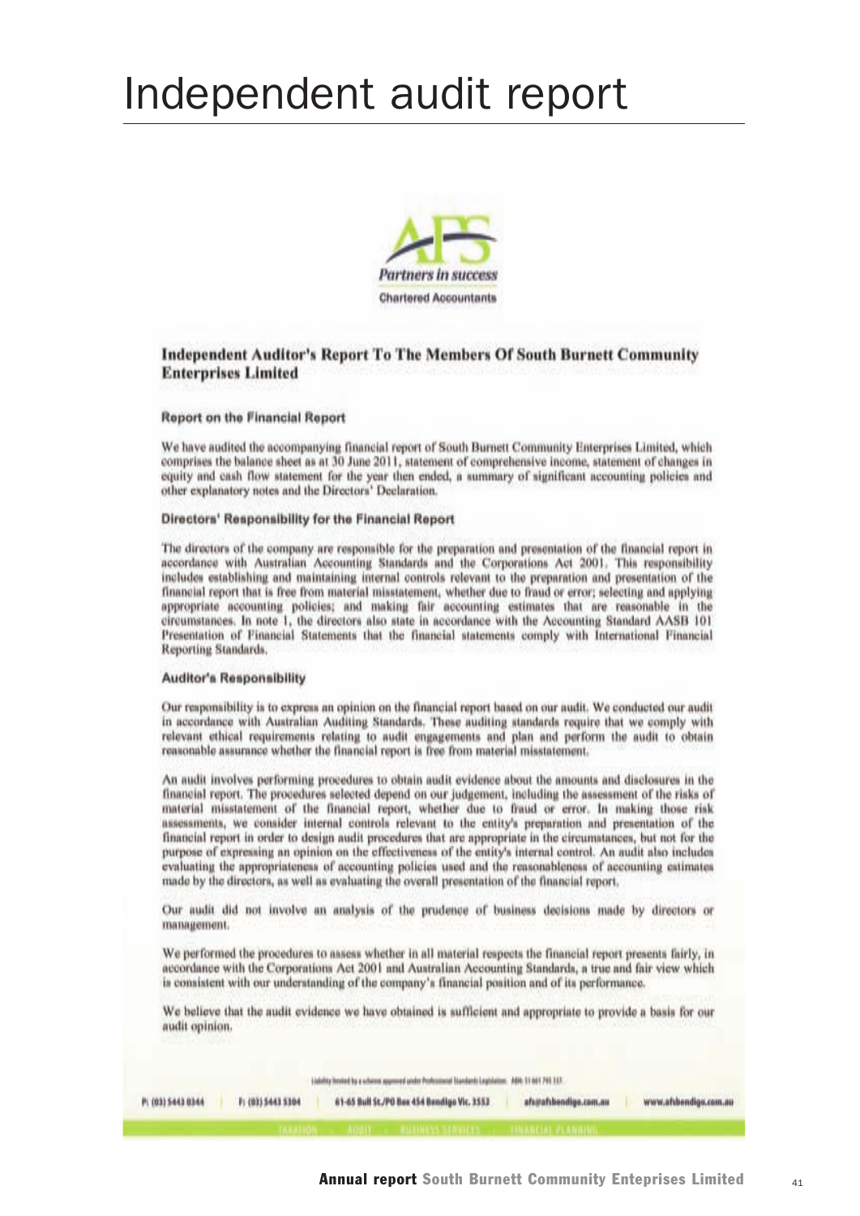# Independent audit report

AFS

*Partners in success*

Chartered Accountants

## Independent Auditor's Report To The Members Of South Burnett Community Enterprises Limited

### Report on the Financial Report

We have audited the accompanying financial report of South Burnett Community Enterprises Limited, which comprises the balance sheet as at 30 June 2011, statement of comprehensive income, statement of changes in equity and cash flow statement for the year then ended, a summary of significant accounting policies and other explanatory notes and the Directors' Declaration.

### Directors' Responsibility for the Financial Report

The directors of the company are responsible for the preparation and presentation of the financial report in accordance with Australian Accounting Standards and the Corporations Act 2001. This responsibility includes establishing and maintaining internal controls relevant to the preparation and presentation of the financial report that is free from material misstatement, whether due to fraud or error; selecting and applying appropriate accounting policies; and making fair accounting estimates that are reasonable in the circumstances. In note 1, the directors also state in accordance with the Accounting Standard AASB 101 Presentation of Financial Statements that the financial statements comply with International Financial Reporting Standards.

### Auditor's Responsibility

Our responsibility is to express an opinion on the financial report based on our audit. We conducted our audit in accordance with Australian Auditing Standards. These auditing standards require that we comply with relevant ethical requirements relating to audit engagements and plan and perform the audit to obtain reasonable assurance whether the financial report is free from material misstatement.

An audit involves performing procedures to obtain audit evidence about the amounts and disclosures in the financial report. The procedures selected depend on our judgement, including the assessment of the risks of material misstatement of the financial report, whether due to fraud or error. In making those risk assessments, we consider internal controls relevant to the entity's preparation and presentation of the financial report in order to design audit procedures that are appropriate in the circumstances, but not for the purpose of expressing an opinion on the effectiveness of the entity's internal control. An audit also includes evaluating the appropriateness of accounting policies used and the reasonableness of accounting estimates made by the directors, as well as evaluating the overall presentation of the financial report.

Our audit did not involve an analysis of the prudence of business decisions made by directors or management.

We performed the procedures to assess whether in all material respects the financial report presents fairly, in accordance with the Corporations Act 2001 and Australian Accounting Standards, a true and fair view which is consistent with our understanding of the company's financial position and of its performance.

We believe that the audit evidence we have obtained is sufficient and appropriate to provide a basis for our audit opinion.

Liability limited by a scheme approved under Professional Standards Legislation. ABN: 51 061 795 337.

P: (03) 5443 0344 | F: (03) 5443 5304 | 61-65 Bull St./PO Box 454 Bendigo Vic. 3552 | afs@afsbendigo.com.au | www.afsbendigo.com.au

TAXATION · AUDIT · BUSINESS SERVICES · FINANCIAL PLANNING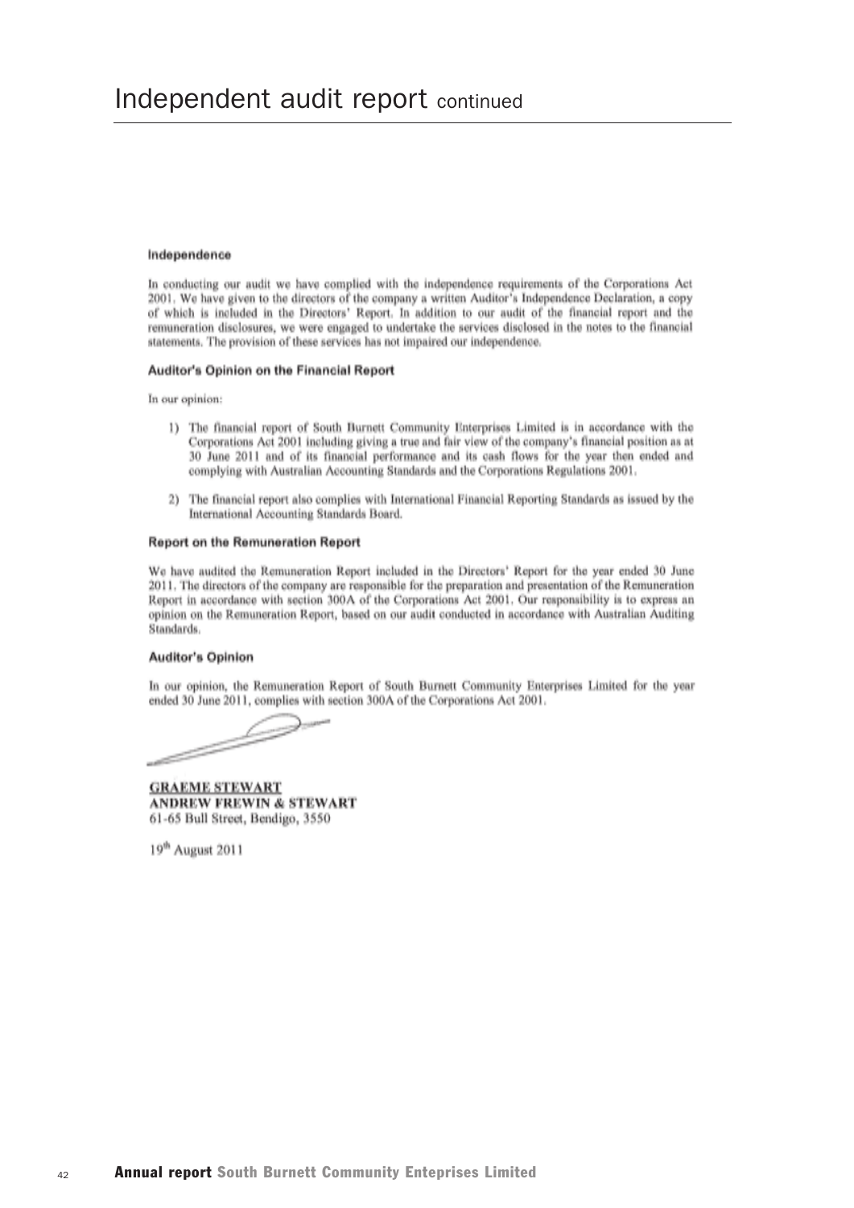# Independent audit report continued

### Independence

In conducting our audit we have complied with the independence requirements of the Corporations Act 2001. We have given to the directors of the company a written Auditor's Independence Declaration, a copy of which is included in the Directors' Report. In addition to our audit of the financial report and the remuneration disclosures, we were engaged to undertake the services disclosed in the notes to the financial statements. The provision of these services has not impaired our independence.

### Auditor's Opinion on the Financial Report

In our opinion:

1) The financial report of South Burnett Community Enterprises Limited is in accordance with the Corporations Act 2001 including giving a true and fair view of the company's financial position as at 30 June 2011 and of its financial performance and its cash flows for the year then ended and complying with Australian Accounting Standards and the Corporations Regulations 2001.

2) The financial report also complies with International Financial Reporting Standards as issued by the International Accounting Standards Board.

### Report on the Remuneration Report

We have audited the Remuneration Report included in the Directors' Report for the year ended 30 June 2011. The directors of the company are responsible for the preparation and presentation of the Remuneration Report in accordance with section 300A of the Corporations Act 2001. Our responsibility is to express an opinion on the Remuneration Report, based on our audit conducted in accordance with Australian Auditing Standards.

### Auditor's Opinion

In our opinion, the Remuneration Report of South Burnett Community Enterprises Limited for the year ended 30 June 2011, complies with section 300A of the Corporations Act 2001.

**GRAEME STEWART**
**ANDREW FREWIN & STEWART**
61-65 Bull Street, Bendigo, 3550

19th August 2011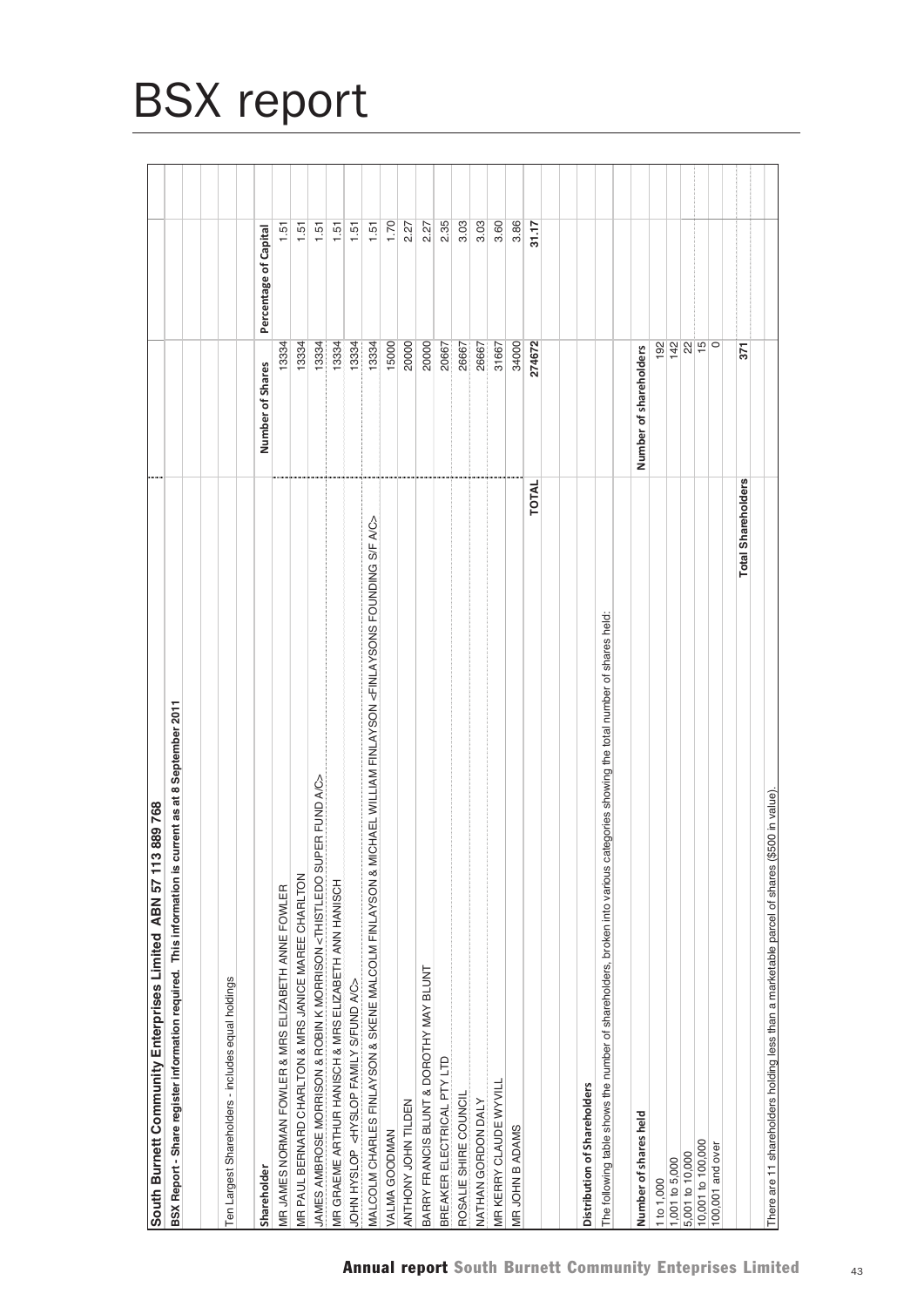# BSX report

**South Burnett Community Enterprises Limited ABN 57 113 889 768**

**BSX Report - Share register information required. This information is current as at 8 September 2011**

Ten Largest Shareholders - includes equal holdings

| Shareholder | Number of Shares | Percentage of Capital |
|---|---|---|
| MR JAMES NORMAN FOWLER & MRS ELIZABETH ANNE FOWLER | 13334 | 1.51 |
| MR PAUL BERNARD CHARLTON & MRS JANICE MAREE CHARLTON | 13334 | 1.51 |
| JAMES AMBROSE MORRISON & ROBIN K MORRISON <THISTLEDO SUPER FUND A/C> | 13334 | 1.51 |
| MR GRAEME ARTHUR HANISCH & MRS ELIZABETH ANN HANISCH | 13334 | 1.51 |
| JOHN HYSLOP <HYSLOP FAMILY S/FUND A/C> | 13334 | 1.51 |
| MALCOLM CHARLES FINLAYSON & SKENE MALCOLM FINLAYSON & MICHAEL WILLIAM FINLAYSON <FINLAYSONS FOUNDING S/F A/C> | 13334 | 1.51 |
| VALMA GOODMAN | 15000 | 1.70 |
| ANTHONY JOHN TILDEN | 20000 | 2.27 |
| BARRY FRANCIS BLUNT & DOROTHY MAY BLUNT | 20000 | 2.27 |
| BREAKER ELECTRICAL PTY LTD | 20667 | 2.35 |
| ROSALIE SHIRE COUNCIL | 26667 | 3.03 |
| NATHAN GORDON DALY | 26667 | 3.03 |
| MR KERRY CLAUDE WYVILL | 31667 | 3.60 |
| MR JOHN B ADAMS | 34000 | 3.86 |
| **TOTAL** | **274672** | **31.17** |

**Distribution of Shareholders**

The following table shows the number of shareholders, broken into various categories showing the total number of shares held:

| Number of shares held | Number of shareholders |
|---|---|
| 1 to 1,000 | 192 |
| 1,001 to 5,000 | 142 |
| 5,001 to 10,000 | 22 |
| 10,001 to 100,000 | 15 |
| 100,001 and over | 0 |
| **Total Shareholders** | **371** |

There are 11 shareholders holding less than a marketable parcel of shares ($500 in value).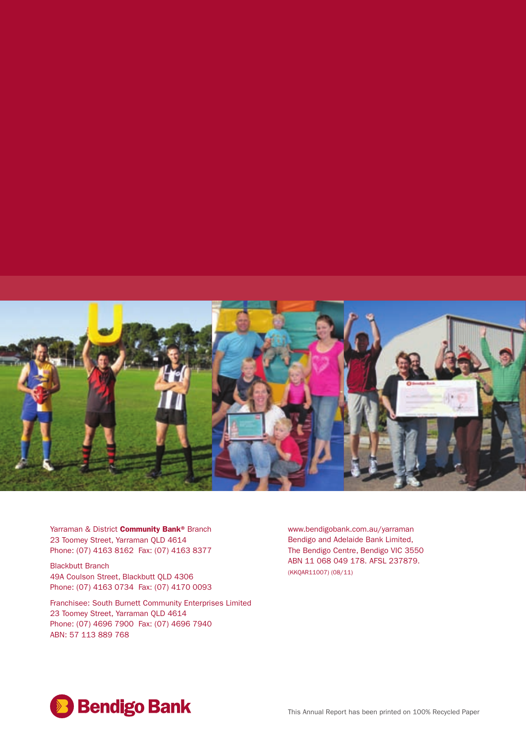Yarraman & District **Community Bank®** Branch
23 Toomey Street, Yarraman QLD 4614
Phone: (07) 4163 8162 Fax: (07) 4163 8377

Blackbutt Branch
49A Coulson Street, Blackbutt QLD 4306
Phone: (07) 4163 0734 Fax: (07) 4170 0093

Franchisee: South Burnett Community Enterprises Limited
23 Toomey Street, Yarraman QLD 4614
Phone: (07) 4696 7900 Fax: (07) 4696 7940
ABN: 57 113 889 768

www.bendigobank.com.au/yarraman
Bendigo and Adelaide Bank Limited,
The Bendigo Centre, Bendigo VIC 3550
ABN 11 068 049 178. AFSL 237879.
(KKQAR11007) (08/11)

Bendigo Bank

This Annual Report has been printed on 100% Recycled Paper